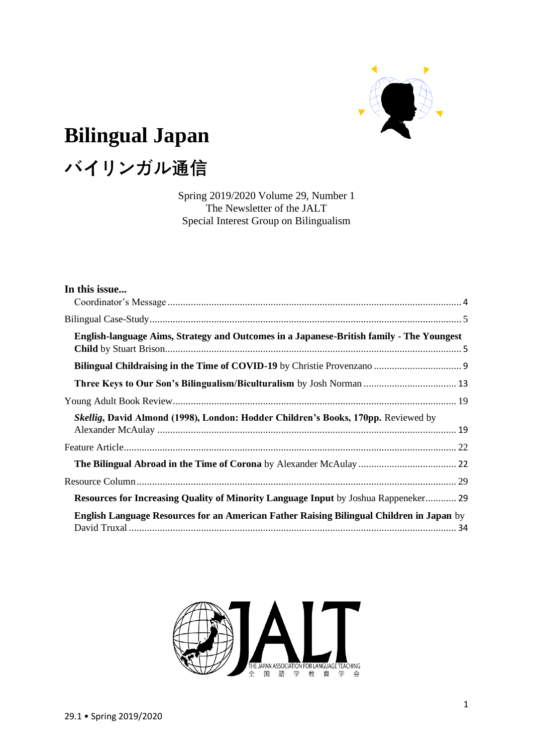# Bilingual Japan

# バイリンガル通信

Spring 2019/2020 Volume 29, Number 1
The Newsletter of the JALT
Special Interest Group on Bilingualism

**In this issue...**

- Coordinator's Message ........ 4
- Bilingual Case-Study ........ 5
  - **English-language Aims, Strategy and Outcomes in a Japanese-British family - The Youngest Child** by Stuart Brison ........ 5
  - **Bilingual Childraising in the Time of COVID-19** by Christie Provenzano ........ 9
  - **Three Keys to Our Son's Bilingualism/Biculturalism** by Josh Norman ........ 13
- Young Adult Book Review ........ 19
  - ***Skellig*, David Almond (1998), London: Hodder Children's Books, 170pp.** Reviewed by Alexander McAulay ........ 19
- Feature Article ........ 22
  - **The Bilingual Abroad in the Time of Corona** by Alexander McAulay ........ 22
- Resource Column ........ 29
  - **Resources for Increasing Quality of Minority Language Input** by Joshua Rappeneker ........ 29
  - **English Language Resources for an American Father Raising Bilingual Children in Japan** by David Truxal ........ 34

JALT
THE JAPAN ASSOCIATION FOR LANGUAGE TEACHING
全 国 語 学 教 育 学 会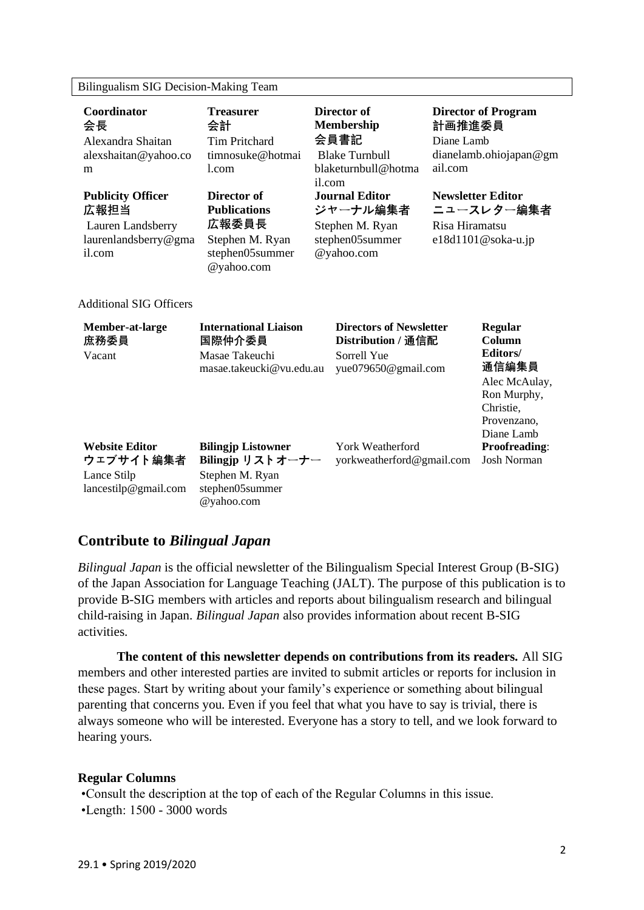Bilingualism SIG Decision-Making Team

| **Coordinator 会長** | **Treasurer 会計** | **Director of Membership 会員書記** | **Director of Program 計画推進委員** |
|---|---|---|---|
| Alexandra Shaitan alexshaitan@yahoo.com | Tim Pritchard timnosuke@hotmail.com | Blake Turnbull blaketurnbull@hotmail.com | Diane Lamb dianelamb.ohiojapan@gmail.com |
| **Publicity Officer 広報担当** | **Director of Publications 広報委員長** | **Journal Editor ジャーナル編集者** | **Newsletter Editor ニュースレター編集者** |
| Lauren Landsberry laurenlandsberry@gmail.com | Stephen M. Ryan stephen05summer@yahoo.com | Stephen M. Ryan stephen05summer@yahoo.com | Risa Hiramatsu e18d1101@soka-u.jp |

Additional SIG Officers

| **Member-at-large 庶務委員** | **International Liaison 国際仲介委員** | **Directors of Newsletter Distribution / 通信配** | **Regular Column Editors/ 通信編集員** |
|---|---|---|---|
| Vacant | Masae Takeuchi masae.takeucki@vu.edu.au | Sorrell Yue yue079650@gmail.com | Alec McAulay, Ron Murphy, Christie, Provenzano, Diane Lamb |
| **Website Editor ウェブサイト編集者** | **Bilingjp Listowner Bilingjp リストオーナー** | York Weatherford yorkweatherford@gmail.com | **Proofreading**: Josh Norman |
| Lance Stilp lancestilp@gmail.com | Stephen M. Ryan stephen05summer@yahoo.com | | |

## Contribute to *Bilingual Japan*

*Bilingual Japan* is the official newsletter of the Bilingualism Special Interest Group (B-SIG) of the Japan Association for Language Teaching (JALT). The purpose of this publication is to provide B-SIG members with articles and reports about bilingualism research and bilingual child-raising in Japan. *Bilingual Japan* also provides information about recent B-SIG activities.

**The content of this newsletter depends on contributions from its readers.** All SIG members and other interested parties are invited to submit articles or reports for inclusion in these pages. Start by writing about your family's experience or something about bilingual parenting that concerns you. Even if you feel that what you have to say is trivial, there is always someone who will be interested. Everyone has a story to tell, and we look forward to hearing yours.

### Regular Columns

- Consult the description at the top of each of the Regular Columns in this issue.
- Length: 1500 - 3000 words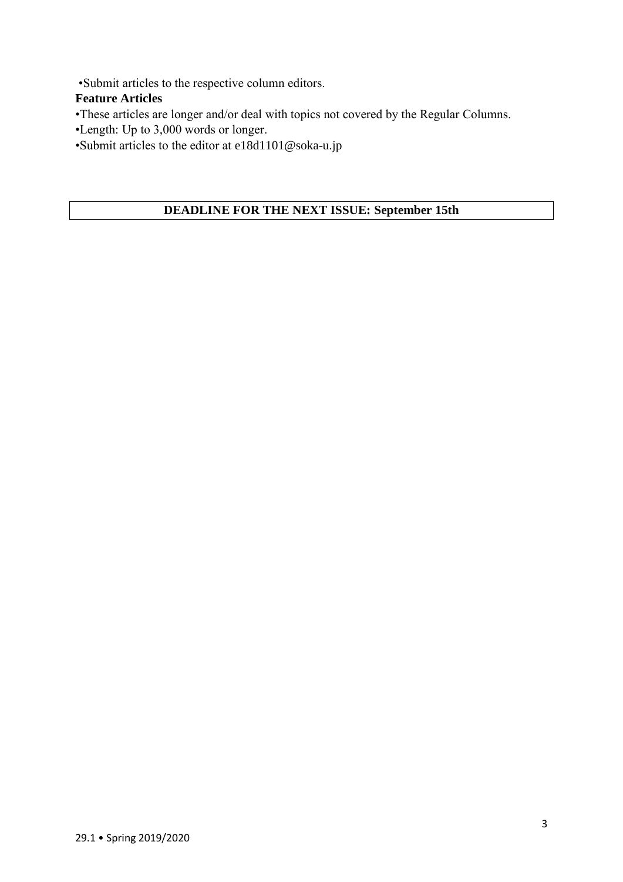•Submit articles to the respective column editors.

**Feature Articles**

•These articles are longer and/or deal with topics not covered by the Regular Columns.

•Length: Up to 3,000 words or longer.

•Submit articles to the editor at e18d1101@soka-u.jp

**DEADLINE FOR THE NEXT ISSUE: September 15th**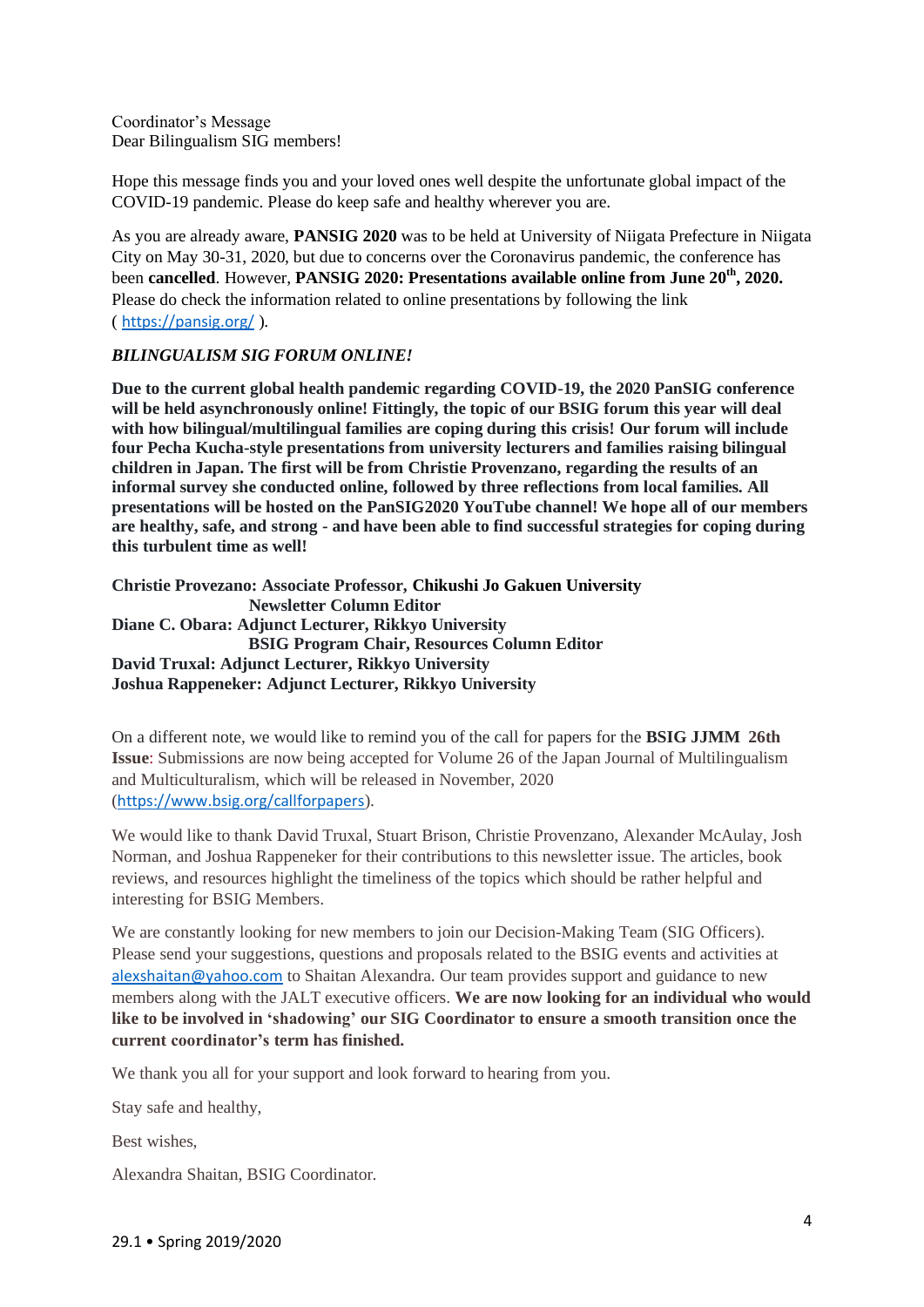Coordinator's Message
Dear Bilingualism SIG members!

Hope this message finds you and your loved ones well despite the unfortunate global impact of the COVID-19 pandemic. Please do keep safe and healthy wherever you are.

As you are already aware, **PANSIG 2020** was to be held at University of Niigata Prefecture in Niigata City on May 30-31, 2020, but due to concerns over the Coronavirus pandemic, the conference has been **cancelled**. However, **PANSIG 2020: Presentations available online from June 20th, 2020.** Please do check the information related to online presentations by following the link ( https://pansig.org/ ).

***BILINGUALISM SIG FORUM ONLINE!***

**Due to the current global health pandemic regarding COVID-19, the 2020 PanSIG conference will be held asynchronously online! Fittingly, the topic of our BSIG forum this year will deal with how bilingual/multilingual families are coping during this crisis! Our forum will include four Pecha Kucha-style presentations from university lecturers and families raising bilingual children in Japan. The first will be from Christie Provenzano, regarding the results of an informal survey she conducted online, followed by three reflections from local families. All presentations will be hosted on the PanSIG2020 YouTube channel! We hope all of our members are healthy, safe, and strong - and have been able to find successful strategies for coping during this turbulent time as well!**

**Christie Provezano: Associate Professor, Chikushi Jo Gakuen University**
**Newsletter Column Editor**
**Diane C. Obara: Adjunct Lecturer, Rikkyo University**
**BSIG Program Chair, Resources Column Editor**
**David Truxal: Adjunct Lecturer, Rikkyo University**
**Joshua Rappeneker: Adjunct Lecturer, Rikkyo University**

On a different note, we would like to remind you of the call for papers for the **BSIG JJMM 26th Issue**: Submissions are now being accepted for Volume 26 of the Japan Journal of Multilingualism and Multiculturalism, which will be released in November, 2020 (https://www.bsig.org/callforpapers).

We would like to thank David Truxal, Stuart Brison, Christie Provenzano, Alexander McAulay, Josh Norman, and Joshua Rappeneker for their contributions to this newsletter issue. The articles, book reviews, and resources highlight the timeliness of the topics which should be rather helpful and interesting for BSIG Members.

We are constantly looking for new members to join our Decision-Making Team (SIG Officers). Please send your suggestions, questions and proposals related to the BSIG events and activities at alexshaitan@yahoo.com to Shaitan Alexandra. Our team provides support and guidance to new members along with the JALT executive officers. **We are now looking for an individual who would like to be involved in 'shadowing' our SIG Coordinator to ensure a smooth transition once the current coordinator's term has finished.**

We thank you all for your support and look forward to hearing from you.

Stay safe and healthy,

Best wishes,

Alexandra Shaitan, BSIG Coordinator.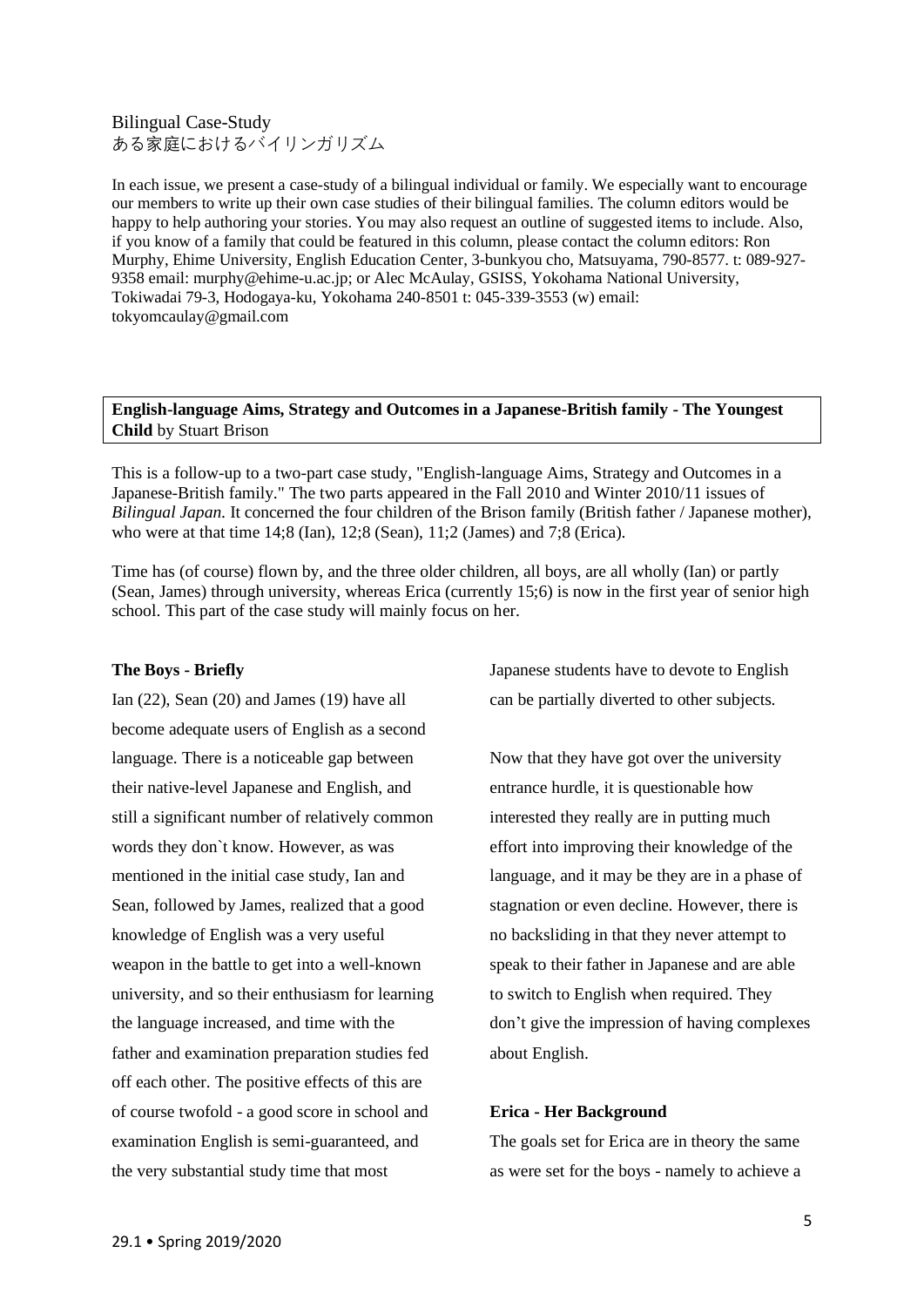Bilingual Case-Study
ある家庭におけるバイリンガリズム

In each issue, we present a case-study of a bilingual individual or family. We especially want to encourage our members to write up their own case studies of their bilingual families. The column editors would be happy to help authoring your stories. You may also request an outline of suggested items to include. Also, if you know of a family that could be featured in this column, please contact the column editors: Ron Murphy, Ehime University, English Education Center, 3-bunkyou cho, Matsuyama, 790-8577. t: 089-927-9358 email: murphy@ehime-u.ac.jp; or Alec McAulay, GSISS, Yokohama National University, Tokiwadai 79-3, Hodogaya-ku, Yokohama 240-8501 t: 045-339-3553 (w) email: tokyomcaulay@gmail.com

**English-language Aims, Strategy and Outcomes in a Japanese-British family - The Youngest Child** by Stuart Brison

This is a follow-up to a two-part case study, "English-language Aims, Strategy and Outcomes in a Japanese-British family." The two parts appeared in the Fall 2010 and Winter 2010/11 issues of *Bilingual Japan.* It concerned the four children of the Brison family (British father / Japanese mother), who were at that time 14;8 (Ian), 12;8 (Sean), 11;2 (James) and 7;8 (Erica).

Time has (of course) flown by, and the three older children, all boys, are all wholly (Ian) or partly (Sean, James) through university, whereas Erica (currently 15;6) is now in the first year of senior high school. This part of the case study will mainly focus on her.

**The Boys - Briefly**

Ian (22), Sean (20) and James (19) have all become adequate users of English as a second language. There is a noticeable gap between their native-level Japanese and English, and still a significant number of relatively common words they don`t know. However, as was mentioned in the initial case study, Ian and Sean, followed by James, realized that a good knowledge of English was a very useful weapon in the battle to get into a well-known university, and so their enthusiasm for learning the language increased, and time with the father and examination preparation studies fed off each other. The positive effects of this are of course twofold - a good score in school and examination English is semi-guaranteed, and the very substantial study time that most Japanese students have to devote to English can be partially diverted to other subjects.

Now that they have got over the university entrance hurdle, it is questionable how interested they really are in putting much effort into improving their knowledge of the language, and it may be they are in a phase of stagnation or even decline. However, there is no backsliding in that they never attempt to speak to their father in Japanese and are able to switch to English when required. They don't give the impression of having complexes about English.

**Erica - Her Background**

The goals set for Erica are in theory the same as were set for the boys - namely to achieve a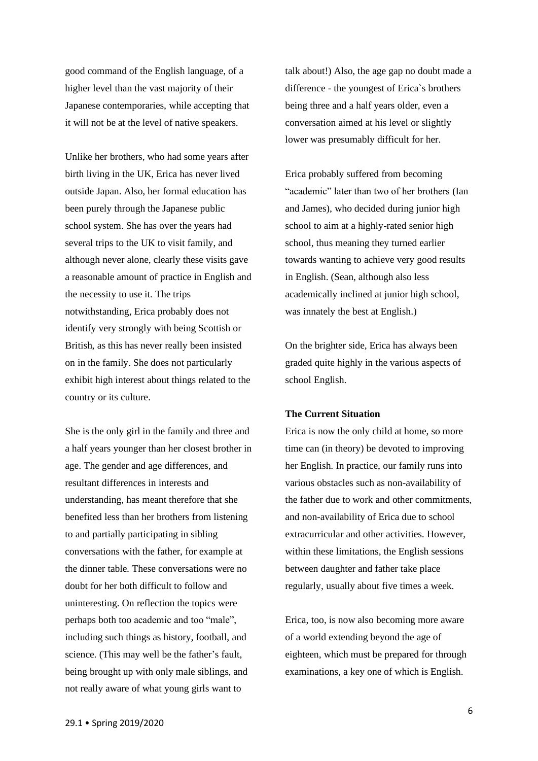good command of the English language, of a higher level than the vast majority of their Japanese contemporaries, while accepting that it will not be at the level of native speakers.

Unlike her brothers, who had some years after birth living in the UK, Erica has never lived outside Japan. Also, her formal education has been purely through the Japanese public school system. She has over the years had several trips to the UK to visit family, and although never alone, clearly these visits gave a reasonable amount of practice in English and the necessity to use it. The trips notwithstanding, Erica probably does not identify very strongly with being Scottish or British, as this has never really been insisted on in the family. She does not particularly exhibit high interest about things related to the country or its culture.

She is the only girl in the family and three and a half years younger than her closest brother in age. The gender and age differences, and resultant differences in interests and understanding, has meant therefore that she benefited less than her brothers from listening to and partially participating in sibling conversations with the father, for example at the dinner table. These conversations were no doubt for her both difficult to follow and uninteresting. On reflection the topics were perhaps both too academic and too "male", including such things as history, football, and science. (This may well be the father's fault, being brought up with only male siblings, and not really aware of what young girls want to talk about!) Also, the age gap no doubt made a difference - the youngest of Erica`s brothers being three and a half years older, even a conversation aimed at his level or slightly lower was presumably difficult for her.

Erica probably suffered from becoming "academic" later than two of her brothers (Ian and James), who decided during junior high school to aim at a highly-rated senior high school, thus meaning they turned earlier towards wanting to achieve very good results in English. (Sean, although also less academically inclined at junior high school, was innately the best at English.)

On the brighter side, Erica has always been graded quite highly in the various aspects of school English.

**The Current Situation**

Erica is now the only child at home, so more time can (in theory) be devoted to improving her English. In practice, our family runs into various obstacles such as non-availability of the father due to work and other commitments, and non-availability of Erica due to school extracurricular and other activities. However, within these limitations, the English sessions between daughter and father take place regularly, usually about five times a week.

Erica, too, is now also becoming more aware of a world extending beyond the age of eighteen, which must be prepared for through examinations, a key one of which is English.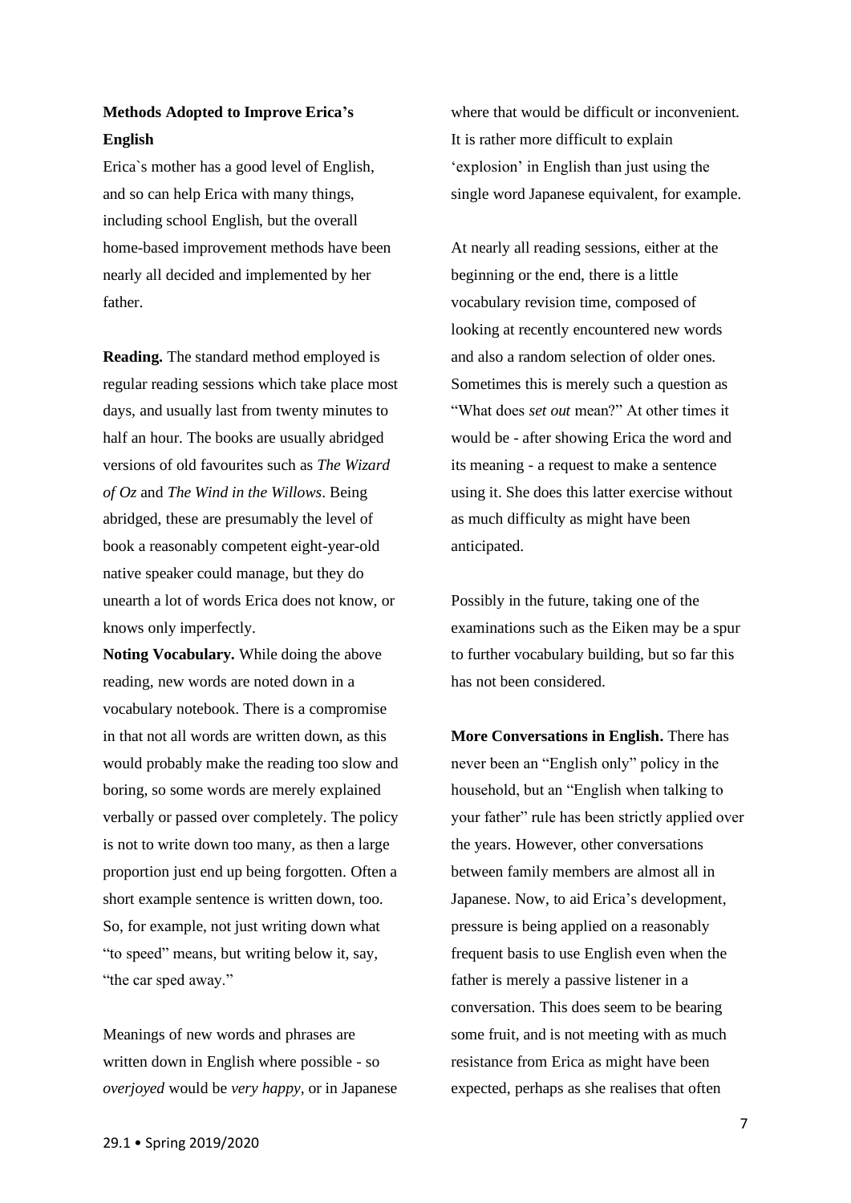**Methods Adopted to Improve Erica's English**

Erica`s mother has a good level of English, and so can help Erica with many things, including school English, but the overall home-based improvement methods have been nearly all decided and implemented by her father.

**Reading.** The standard method employed is regular reading sessions which take place most days, and usually last from twenty minutes to half an hour. The books are usually abridged versions of old favourites such as *The Wizard of Oz* and *The Wind in the Willows*. Being abridged, these are presumably the level of book a reasonably competent eight-year-old native speaker could manage, but they do unearth a lot of words Erica does not know, or knows only imperfectly.

**Noting Vocabulary.** While doing the above reading, new words are noted down in a vocabulary notebook. There is a compromise in that not all words are written down, as this would probably make the reading too slow and boring, so some words are merely explained verbally or passed over completely. The policy is not to write down too many, as then a large proportion just end up being forgotten. Often a short example sentence is written down, too. So, for example, not just writing down what "to speed" means, but writing below it, say, "the car sped away."

Meanings of new words and phrases are written down in English where possible - so *overjoyed* would be *very happy*, or in Japanese where that would be difficult or inconvenient. It is rather more difficult to explain 'explosion' in English than just using the single word Japanese equivalent, for example.

At nearly all reading sessions, either at the beginning or the end, there is a little vocabulary revision time, composed of looking at recently encountered new words and also a random selection of older ones. Sometimes this is merely such a question as "What does *set out* mean?" At other times it would be - after showing Erica the word and its meaning - a request to make a sentence using it. She does this latter exercise without as much difficulty as might have been anticipated.

Possibly in the future, taking one of the examinations such as the Eiken may be a spur to further vocabulary building, but so far this has not been considered.

**More Conversations in English.** There has never been an "English only" policy in the household, but an "English when talking to your father" rule has been strictly applied over the years. However, other conversations between family members are almost all in Japanese. Now, to aid Erica's development, pressure is being applied on a reasonably frequent basis to use English even when the father is merely a passive listener in a conversation. This does seem to be bearing some fruit, and is not meeting with as much resistance from Erica as might have been expected, perhaps as she realises that often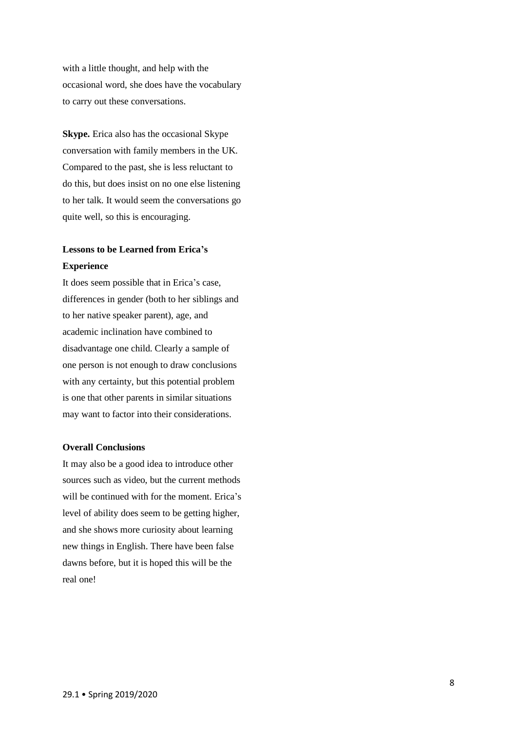with a little thought, and help with the occasional word, she does have the vocabulary to carry out these conversations.

**Skype.** Erica also has the occasional Skype conversation with family members in the UK. Compared to the past, she is less reluctant to do this, but does insist on no one else listening to her talk. It would seem the conversations go quite well, so this is encouraging.

### Lessons to be Learned from Erica's Experience

It does seem possible that in Erica's case, differences in gender (both to her siblings and to her native speaker parent), age, and academic inclination have combined to disadvantage one child. Clearly a sample of one person is not enough to draw conclusions with any certainty, but this potential problem is one that other parents in similar situations may want to factor into their considerations.

### Overall Conclusions

It may also be a good idea to introduce other sources such as video, but the current methods will be continued with for the moment. Erica's level of ability does seem to be getting higher, and she shows more curiosity about learning new things in English. There have been false dawns before, but it is hoped this will be the real one!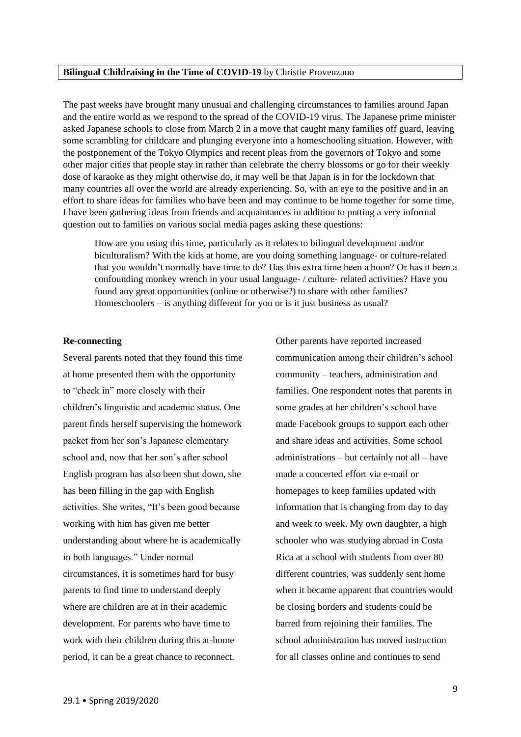**Bilingual Childraising in the Time of COVID-19** by Christie Provenzano

The past weeks have brought many unusual and challenging circumstances to families around Japan and the entire world as we respond to the spread of the COVID-19 virus. The Japanese prime minister asked Japanese schools to close from March 2 in a move that caught many families off guard, leaving some scrambling for childcare and plunging everyone into a homeschooling situation. However, with the postponement of the Tokyo Olympics and recent pleas from the governors of Tokyo and some other major cities that people stay in rather than celebrate the cherry blossoms or go for their weekly dose of karaoke as they might otherwise do, it may well be that Japan is in for the lockdown that many countries all over the world are already experiencing. So, with an eye to the positive and in an effort to share ideas for families who have been and may continue to be home together for some time, I have been gathering ideas from friends and acquaintances in addition to putting a very informal question out to families on various social media pages asking these questions:

> How are you using this time, particularly as it relates to bilingual development and/or biculturalism? With the kids at home, are you doing something language- or culture-related that you wouldn't normally have time to do? Has this extra time been a boon? Or has it been a confounding monkey wrench in your usual language- / culture- related activities? Have you found any great opportunities (online or otherwise?) to share with other families? Homeschoolers – is anything different for you or is it just business as usual?

**Re-connecting**

Several parents noted that they found this time at home presented them with the opportunity to "check in" more closely with their children's linguistic and academic status. One parent finds herself supervising the homework packet from her son's Japanese elementary school and, now that her son's after school English program has also been shut down, she has been filling in the gap with English activities. She writes, "It's been good because working with him has given me better understanding about where he is academically in both languages." Under normal circumstances, it is sometimes hard for busy parents to find time to understand deeply where are children are at in their academic development. For parents who have time to work with their children during this at-home period, it can be a great chance to reconnect.

Other parents have reported increased communication among their children's school community – teachers, administration and families. One respondent notes that parents in some grades at her children's school have made Facebook groups to support each other and share ideas and activities. Some school administrations – but certainly not all – have made a concerted effort via e-mail or homepages to keep families updated with information that is changing from day to day and week to week. My own daughter, a high schooler who was studying abroad in Costa Rica at a school with students from over 80 different countries, was suddenly sent home when it became apparent that countries would be closing borders and students could be barred from rejoining their families. The school administration has moved instruction for all classes online and continues to send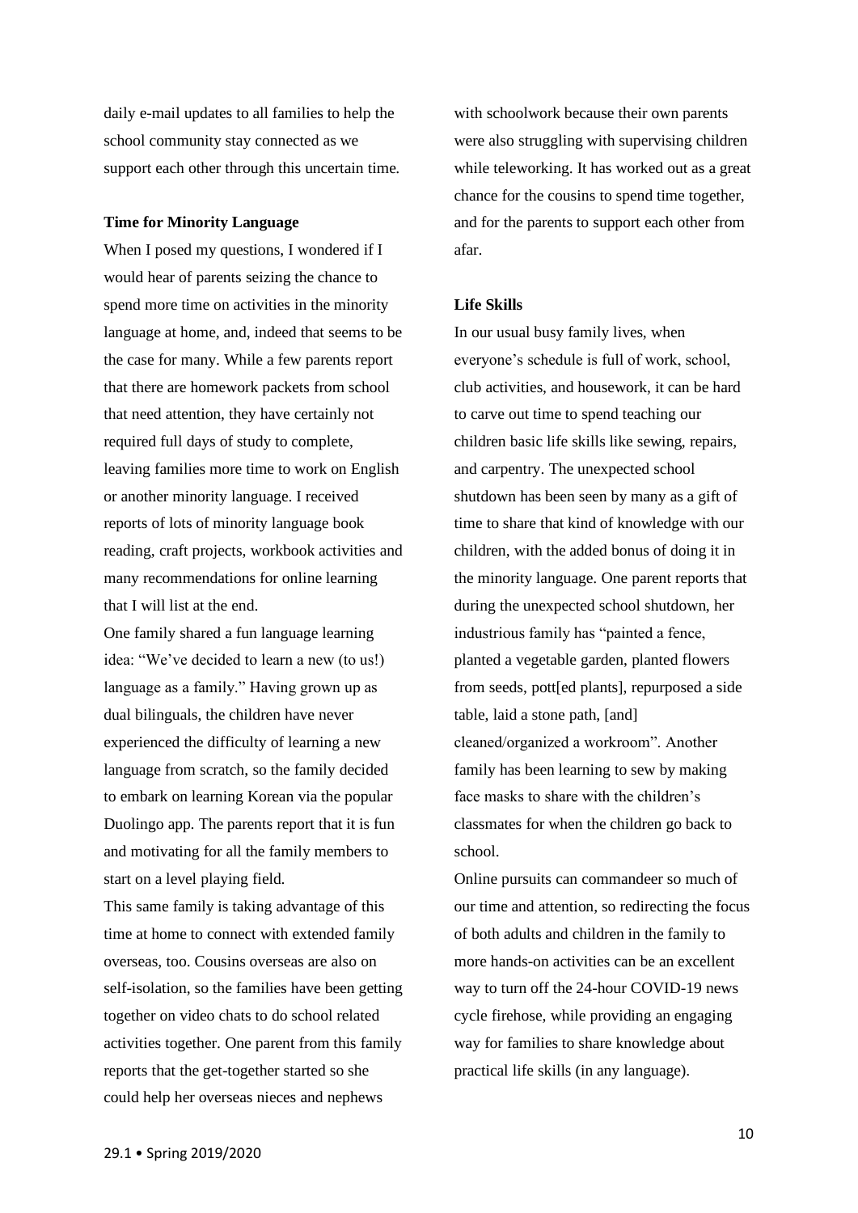daily e-mail updates to all families to help the school community stay connected as we support each other through this uncertain time.

**Time for Minority Language**

When I posed my questions, I wondered if I would hear of parents seizing the chance to spend more time on activities in the minority language at home, and, indeed that seems to be the case for many. While a few parents report that there are homework packets from school that need attention, they have certainly not required full days of study to complete, leaving families more time to work on English or another minority language. I received reports of lots of minority language book reading, craft projects, workbook activities and many recommendations for online learning that I will list at the end.

One family shared a fun language learning idea: "We've decided to learn a new (to us!) language as a family." Having grown up as dual bilinguals, the children have never experienced the difficulty of learning a new language from scratch, so the family decided to embark on learning Korean via the popular Duolingo app. The parents report that it is fun and motivating for all the family members to start on a level playing field.

This same family is taking advantage of this time at home to connect with extended family overseas, too. Cousins overseas are also on self-isolation, so the families have been getting together on video chats to do school related activities together. One parent from this family reports that the get-together started so she could help her overseas nieces and nephews with schoolwork because their own parents were also struggling with supervising children while teleworking. It has worked out as a great chance for the cousins to spend time together, and for the parents to support each other from afar.

**Life Skills**

In our usual busy family lives, when everyone's schedule is full of work, school, club activities, and housework, it can be hard to carve out time to spend teaching our children basic life skills like sewing, repairs, and carpentry. The unexpected school shutdown has been seen by many as a gift of time to share that kind of knowledge with our children, with the added bonus of doing it in the minority language. One parent reports that during the unexpected school shutdown, her industrious family has "painted a fence, planted a vegetable garden, planted flowers from seeds, pott[ed plants], repurposed a side table, laid a stone path, [and] cleaned/organized a workroom". Another family has been learning to sew by making face masks to share with the children's classmates for when the children go back to school.

Online pursuits can commandeer so much of our time and attention, so redirecting the focus of both adults and children in the family to more hands-on activities can be an excellent way to turn off the 24-hour COVID-19 news cycle firehose, while providing an engaging way for families to share knowledge about practical life skills (in any language).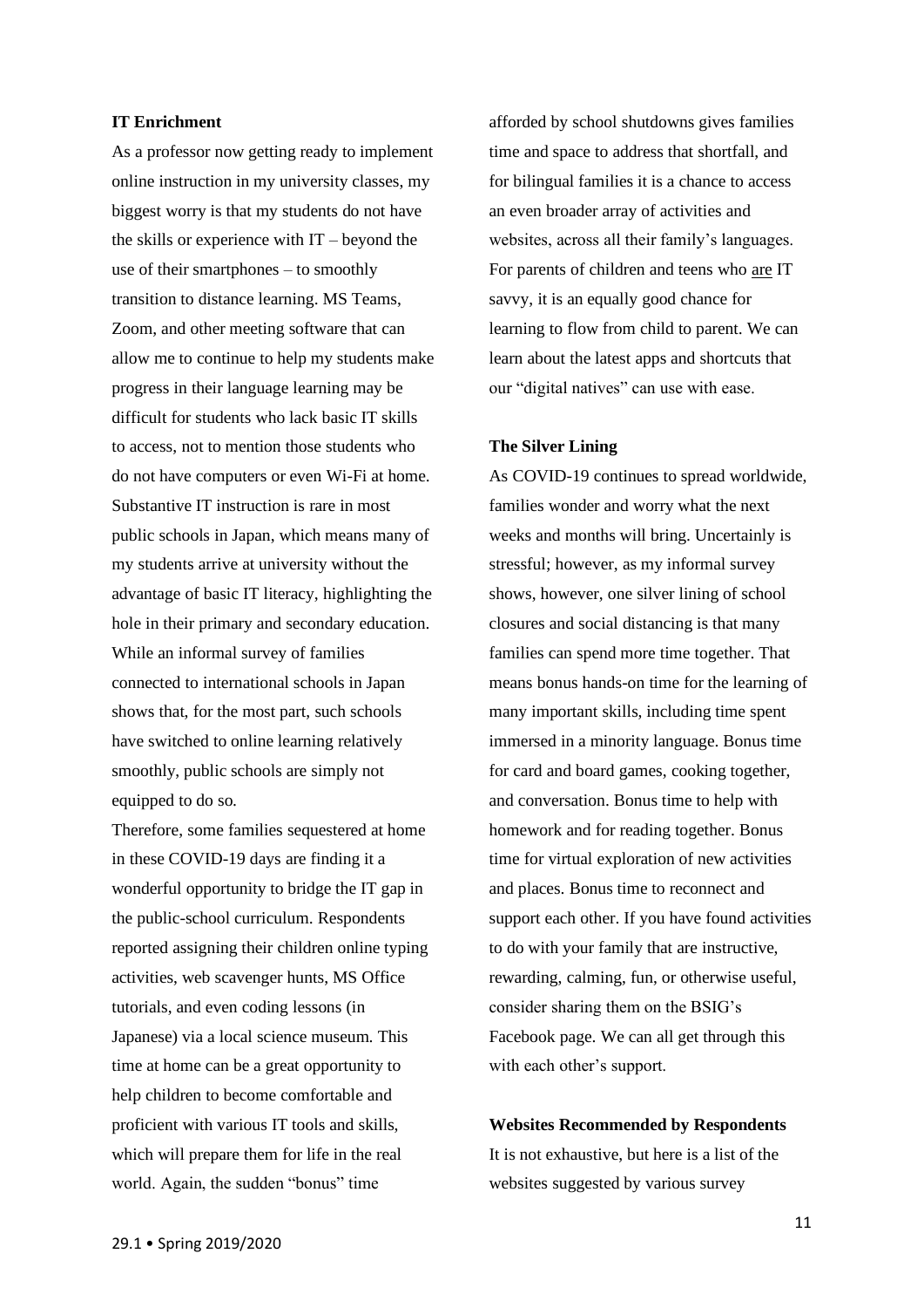**IT Enrichment**

As a professor now getting ready to implement online instruction in my university classes, my biggest worry is that my students do not have the skills or experience with IT – beyond the use of their smartphones – to smoothly transition to distance learning. MS Teams, Zoom, and other meeting software that can allow me to continue to help my students make progress in their language learning may be difficult for students who lack basic IT skills to access, not to mention those students who do not have computers or even Wi-Fi at home. Substantive IT instruction is rare in most public schools in Japan, which means many of my students arrive at university without the advantage of basic IT literacy, highlighting the hole in their primary and secondary education. While an informal survey of families connected to international schools in Japan shows that, for the most part, such schools have switched to online learning relatively smoothly, public schools are simply not equipped to do so.

Therefore, some families sequestered at home in these COVID-19 days are finding it a wonderful opportunity to bridge the IT gap in the public-school curriculum. Respondents reported assigning their children online typing activities, web scavenger hunts, MS Office tutorials, and even coding lessons (in Japanese) via a local science museum. This time at home can be a great opportunity to help children to become comfortable and proficient with various IT tools and skills, which will prepare them for life in the real world. Again, the sudden "bonus" time afforded by school shutdowns gives families time and space to address that shortfall, and for bilingual families it is a chance to access an even broader array of activities and websites, across all their family's languages. For parents of children and teens who <u>are</u> IT savvy, it is an equally good chance for learning to flow from child to parent. We can learn about the latest apps and shortcuts that our "digital natives" can use with ease.

**The Silver Lining**

As COVID-19 continues to spread worldwide, families wonder and worry what the next weeks and months will bring. Uncertainly is stressful; however, as my informal survey shows, however, one silver lining of school closures and social distancing is that many families can spend more time together. That means bonus hands-on time for the learning of many important skills, including time spent immersed in a minority language. Bonus time for card and board games, cooking together, and conversation. Bonus time to help with homework and for reading together. Bonus time for virtual exploration of new activities and places. Bonus time to reconnect and support each other. If you have found activities to do with your family that are instructive, rewarding, calming, fun, or otherwise useful, consider sharing them on the BSIG's Facebook page. We can all get through this with each other's support.

**Websites Recommended by Respondents**

It is not exhaustive, but here is a list of the websites suggested by various survey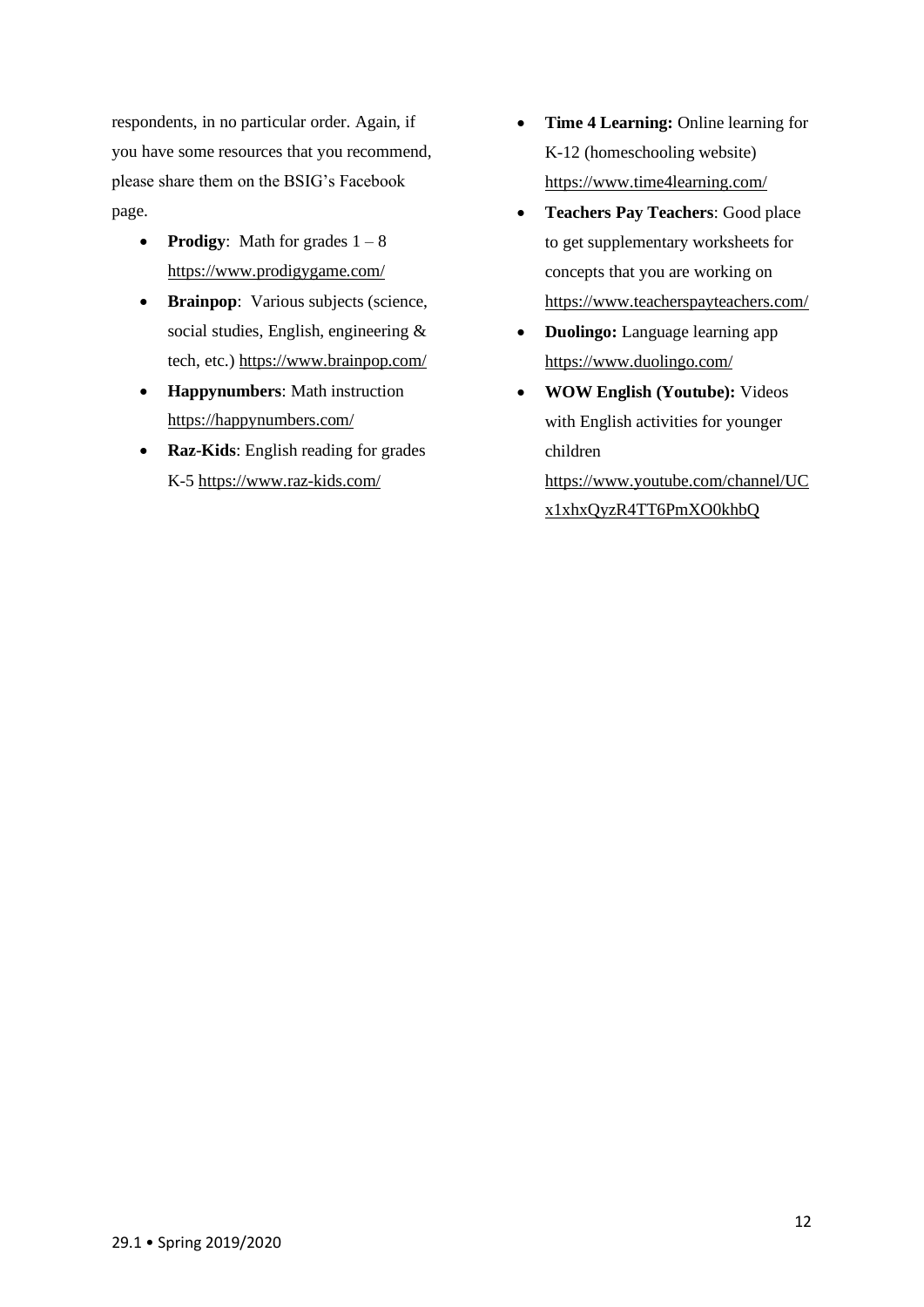respondents, in no particular order. Again, if you have some resources that you recommend, please share them on the BSIG's Facebook page.

- **Prodigy**: Math for grades 1 – 8 https://www.prodigygame.com/
- **Brainpop**: Various subjects (science, social studies, English, engineering & tech, etc.) https://www.brainpop.com/
- **Happynumbers**: Math instruction https://happynumbers.com/
- **Raz-Kids**: English reading for grades K-5 https://www.raz-kids.com/
- **Time 4 Learning:** Online learning for K-12 (homeschooling website) https://www.time4learning.com/
- **Teachers Pay Teachers**: Good place to get supplementary worksheets for concepts that you are working on https://www.teacherspayteachers.com/
- **Duolingo:** Language learning app https://www.duolingo.com/
- **WOW English (Youtube):** Videos with English activities for younger children https://www.youtube.com/channel/UCx1xhxQyzR4TT6PmXO0khbQ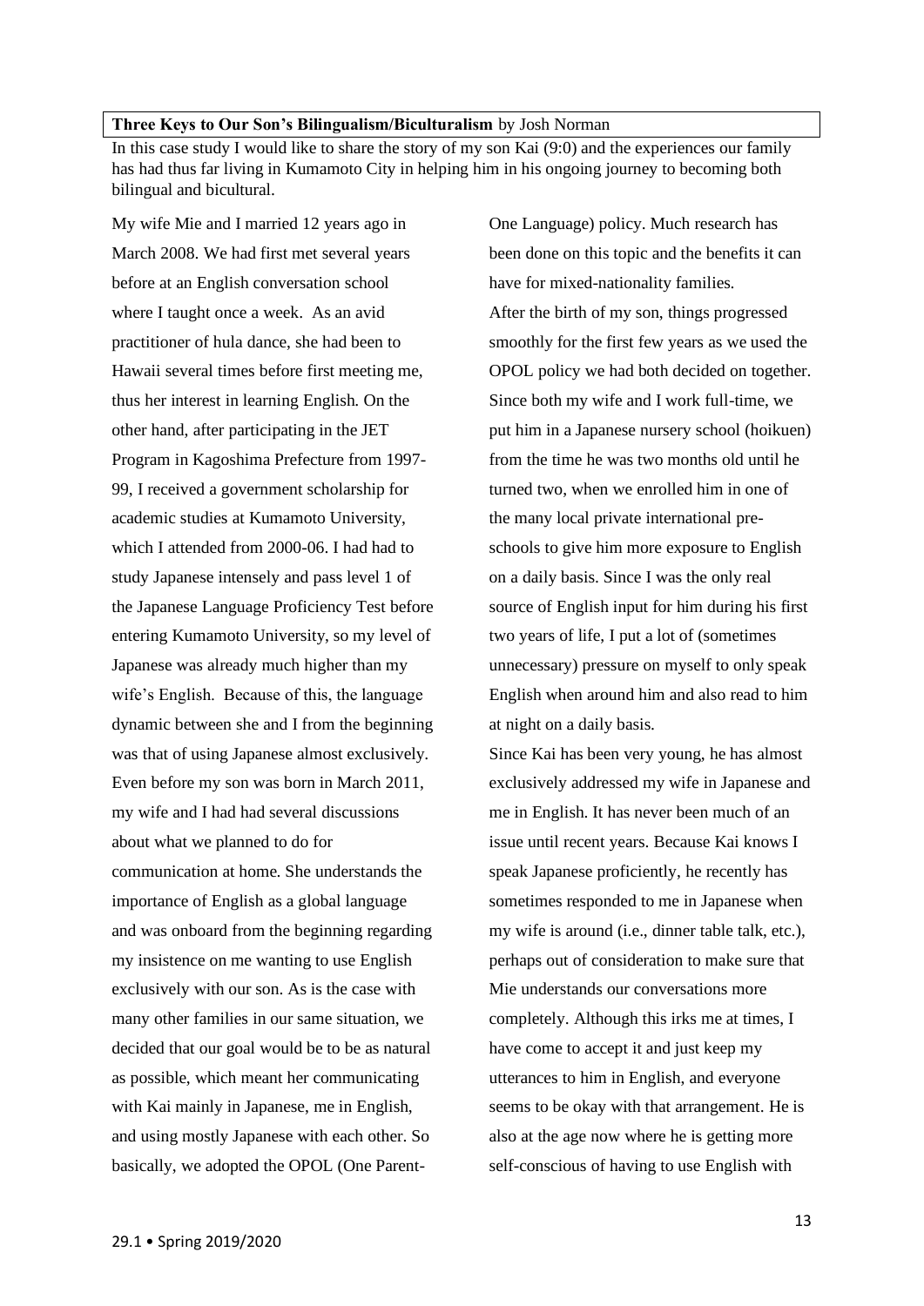**Three Keys to Our Son's Bilingualism/Biculturalism** by Josh Norman

In this case study I would like to share the story of my son Kai (9:0) and the experiences our family has had thus far living in Kumamoto City in helping him in his ongoing journey to becoming both bilingual and bicultural.

My wife Mie and I married 12 years ago in March 2008. We had first met several years before at an English conversation school where I taught once a week. As an avid practitioner of hula dance, she had been to Hawaii several times before first meeting me, thus her interest in learning English. On the other hand, after participating in the JET Program in Kagoshima Prefecture from 1997-99, I received a government scholarship for academic studies at Kumamoto University, which I attended from 2000-06. I had had to study Japanese intensely and pass level 1 of the Japanese Language Proficiency Test before entering Kumamoto University, so my level of Japanese was already much higher than my wife's English. Because of this, the language dynamic between she and I from the beginning was that of using Japanese almost exclusively. Even before my son was born in March 2011, my wife and I had had several discussions about what we planned to do for communication at home. She understands the importance of English as a global language and was onboard from the beginning regarding my insistence on me wanting to use English exclusively with our son. As is the case with many other families in our same situation, we decided that our goal would be to be as natural as possible, which meant her communicating with Kai mainly in Japanese, me in English, and using mostly Japanese with each other. So basically, we adopted the OPOL (One Parent-One Language) policy. Much research has been done on this topic and the benefits it can have for mixed-nationality families.

After the birth of my son, things progressed smoothly for the first few years as we used the OPOL policy we had both decided on together. Since both my wife and I work full-time, we put him in a Japanese nursery school (hoikuen) from the time he was two months old until he turned two, when we enrolled him in one of the many local private international pre-schools to give him more exposure to English on a daily basis. Since I was the only real source of English input for him during his first two years of life, I put a lot of (sometimes unnecessary) pressure on myself to only speak English when around him and also read to him at night on a daily basis.

Since Kai has been very young, he has almost exclusively addressed my wife in Japanese and me in English. It has never been much of an issue until recent years. Because Kai knows I speak Japanese proficiently, he recently has sometimes responded to me in Japanese when my wife is around (i.e., dinner table talk, etc.), perhaps out of consideration to make sure that Mie understands our conversations more completely. Although this irks me at times, I have come to accept it and just keep my utterances to him in English, and everyone seems to be okay with that arrangement. He is also at the age now where he is getting more self-conscious of having to use English with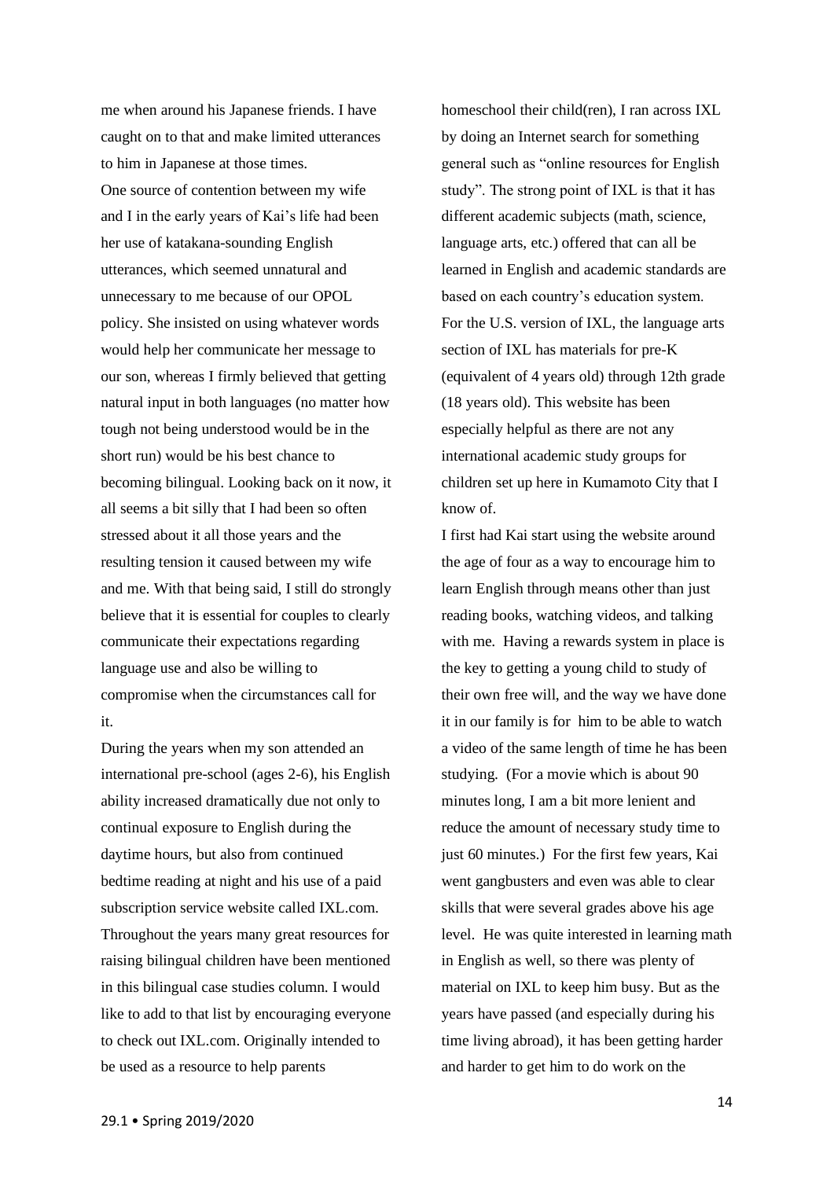me when around his Japanese friends. I have caught on to that and make limited utterances to him in Japanese at those times.

One source of contention between my wife and I in the early years of Kai's life had been her use of katakana-sounding English utterances, which seemed unnatural and unnecessary to me because of our OPOL policy. She insisted on using whatever words would help her communicate her message to our son, whereas I firmly believed that getting natural input in both languages (no matter how tough not being understood would be in the short run) would be his best chance to becoming bilingual. Looking back on it now, it all seems a bit silly that I had been so often stressed about it all those years and the resulting tension it caused between my wife and me. With that being said, I still do strongly believe that it is essential for couples to clearly communicate their expectations regarding language use and also be willing to compromise when the circumstances call for it.

During the years when my son attended an international pre-school (ages 2-6), his English ability increased dramatically due not only to continual exposure to English during the daytime hours, but also from continued bedtime reading at night and his use of a paid subscription service website called IXL.com. Throughout the years many great resources for raising bilingual children have been mentioned in this bilingual case studies column. I would like to add to that list by encouraging everyone to check out IXL.com. Originally intended to be used as a resource to help parents homeschool their child(ren), I ran across IXL by doing an Internet search for something general such as "online resources for English study". The strong point of IXL is that it has different academic subjects (math, science, language arts, etc.) offered that can all be learned in English and academic standards are based on each country's education system. For the U.S. version of IXL, the language arts section of IXL has materials for pre-K (equivalent of 4 years old) through 12th grade (18 years old). This website has been especially helpful as there are not any international academic study groups for children set up here in Kumamoto City that I know of.

I first had Kai start using the website around the age of four as a way to encourage him to learn English through means other than just reading books, watching videos, and talking with me. Having a rewards system in place is the key to getting a young child to study of their own free will, and the way we have done it in our family is for him to be able to watch a video of the same length of time he has been studying. (For a movie which is about 90 minutes long, I am a bit more lenient and reduce the amount of necessary study time to just 60 minutes.) For the first few years, Kai went gangbusters and even was able to clear skills that were several grades above his age level. He was quite interested in learning math in English as well, so there was plenty of material on IXL to keep him busy. But as the years have passed (and especially during his time living abroad), it has been getting harder and harder to get him to do work on the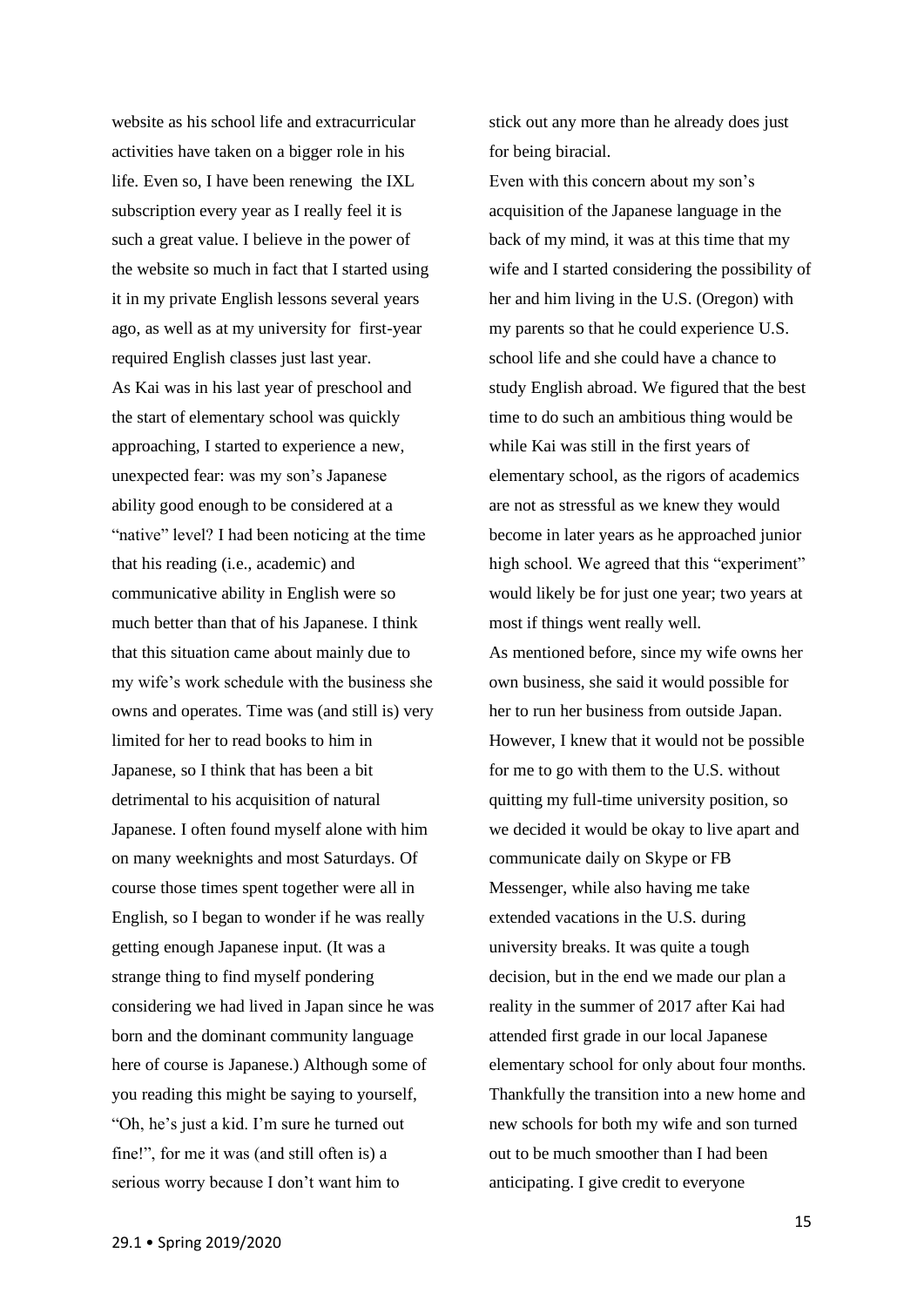website as his school life and extracurricular activities have taken on a bigger role in his life. Even so, I have been renewing the IXL subscription every year as I really feel it is such a great value. I believe in the power of the website so much in fact that I started using it in my private English lessons several years ago, as well as at my university for first-year required English classes just last year.

As Kai was in his last year of preschool and the start of elementary school was quickly approaching, I started to experience a new, unexpected fear: was my son's Japanese ability good enough to be considered at a "native" level? I had been noticing at the time that his reading (i.e., academic) and communicative ability in English were so much better than that of his Japanese. I think that this situation came about mainly due to my wife's work schedule with the business she owns and operates. Time was (and still is) very limited for her to read books to him in Japanese, so I think that has been a bit detrimental to his acquisition of natural Japanese. I often found myself alone with him on many weeknights and most Saturdays. Of course those times spent together were all in English, so I began to wonder if he was really getting enough Japanese input. (It was a strange thing to find myself pondering considering we had lived in Japan since he was born and the dominant community language here of course is Japanese.) Although some of you reading this might be saying to yourself, "Oh, he's just a kid. I'm sure he turned out fine!", for me it was (and still often is) a serious worry because I don't want him to stick out any more than he already does just for being biracial.

Even with this concern about my son's acquisition of the Japanese language in the back of my mind, it was at this time that my wife and I started considering the possibility of her and him living in the U.S. (Oregon) with my parents so that he could experience U.S. school life and she could have a chance to study English abroad. We figured that the best time to do such an ambitious thing would be while Kai was still in the first years of elementary school, as the rigors of academics are not as stressful as we knew they would become in later years as he approached junior high school. We agreed that this "experiment" would likely be for just one year; two years at most if things went really well.

As mentioned before, since my wife owns her own business, she said it would possible for her to run her business from outside Japan. However, I knew that it would not be possible for me to go with them to the U.S. without quitting my full-time university position, so we decided it would be okay to live apart and communicate daily on Skype or FB Messenger, while also having me take extended vacations in the U.S. during university breaks. It was quite a tough decision, but in the end we made our plan a reality in the summer of 2017 after Kai had attended first grade in our local Japanese elementary school for only about four months. Thankfully the transition into a new home and new schools for both my wife and son turned out to be much smoother than I had been anticipating. I give credit to everyone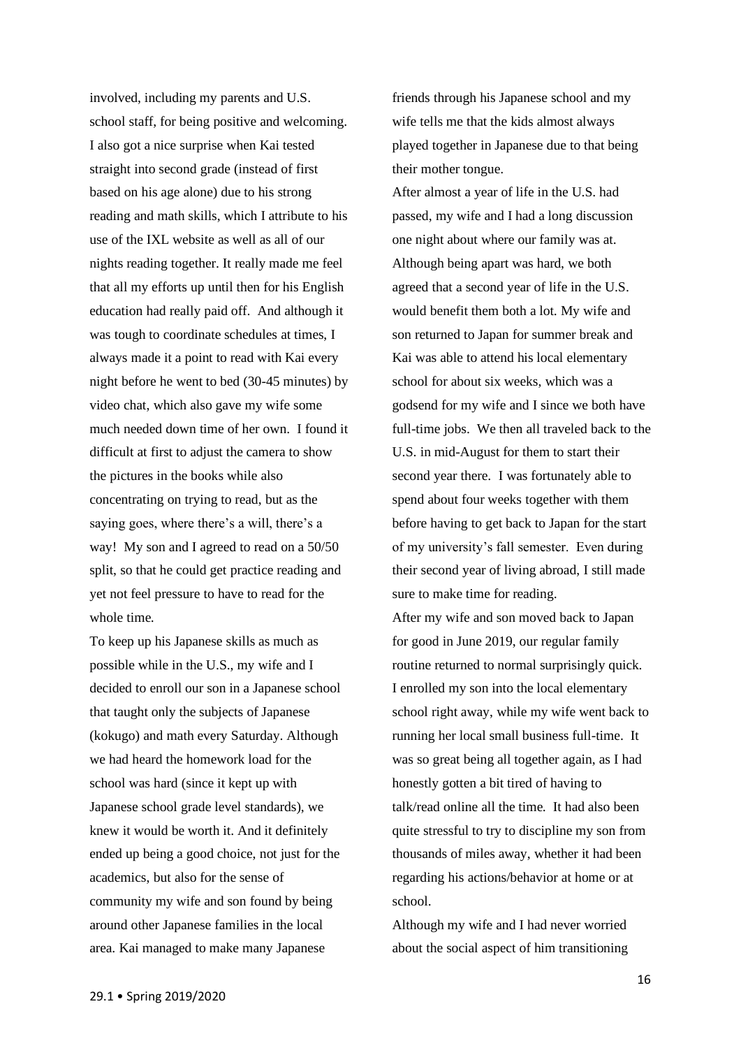involved, including my parents and U.S. school staff, for being positive and welcoming. I also got a nice surprise when Kai tested straight into second grade (instead of first based on his age alone) due to his strong reading and math skills, which I attribute to his use of the IXL website as well as all of our nights reading together. It really made me feel that all my efforts up until then for his English education had really paid off. And although it was tough to coordinate schedules at times, I always made it a point to read with Kai every night before he went to bed (30-45 minutes) by video chat, which also gave my wife some much needed down time of her own. I found it difficult at first to adjust the camera to show the pictures in the books while also concentrating on trying to read, but as the saying goes, where there's a will, there's a way! My son and I agreed to read on a 50/50 split, so that he could get practice reading and yet not feel pressure to have to read for the whole time.

To keep up his Japanese skills as much as possible while in the U.S., my wife and I decided to enroll our son in a Japanese school that taught only the subjects of Japanese (kokugo) and math every Saturday. Although we had heard the homework load for the school was hard (since it kept up with Japanese school grade level standards), we knew it would be worth it. And it definitely ended up being a good choice, not just for the academics, but also for the sense of community my wife and son found by being around other Japanese families in the local area. Kai managed to make many Japanese friends through his Japanese school and my wife tells me that the kids almost always played together in Japanese due to that being their mother tongue.

After almost a year of life in the U.S. had passed, my wife and I had a long discussion one night about where our family was at. Although being apart was hard, we both agreed that a second year of life in the U.S. would benefit them both a lot. My wife and son returned to Japan for summer break and Kai was able to attend his local elementary school for about six weeks, which was a godsend for my wife and I since we both have full-time jobs. We then all traveled back to the U.S. in mid-August for them to start their second year there. I was fortunately able to spend about four weeks together with them before having to get back to Japan for the start of my university's fall semester. Even during their second year of living abroad, I still made sure to make time for reading.

After my wife and son moved back to Japan for good in June 2019, our regular family routine returned to normal surprisingly quick. I enrolled my son into the local elementary school right away, while my wife went back to running her local small business full-time. It was so great being all together again, as I had honestly gotten a bit tired of having to talk/read online all the time. It had also been quite stressful to try to discipline my son from thousands of miles away, whether it had been regarding his actions/behavior at home or at school.

Although my wife and I had never worried about the social aspect of him transitioning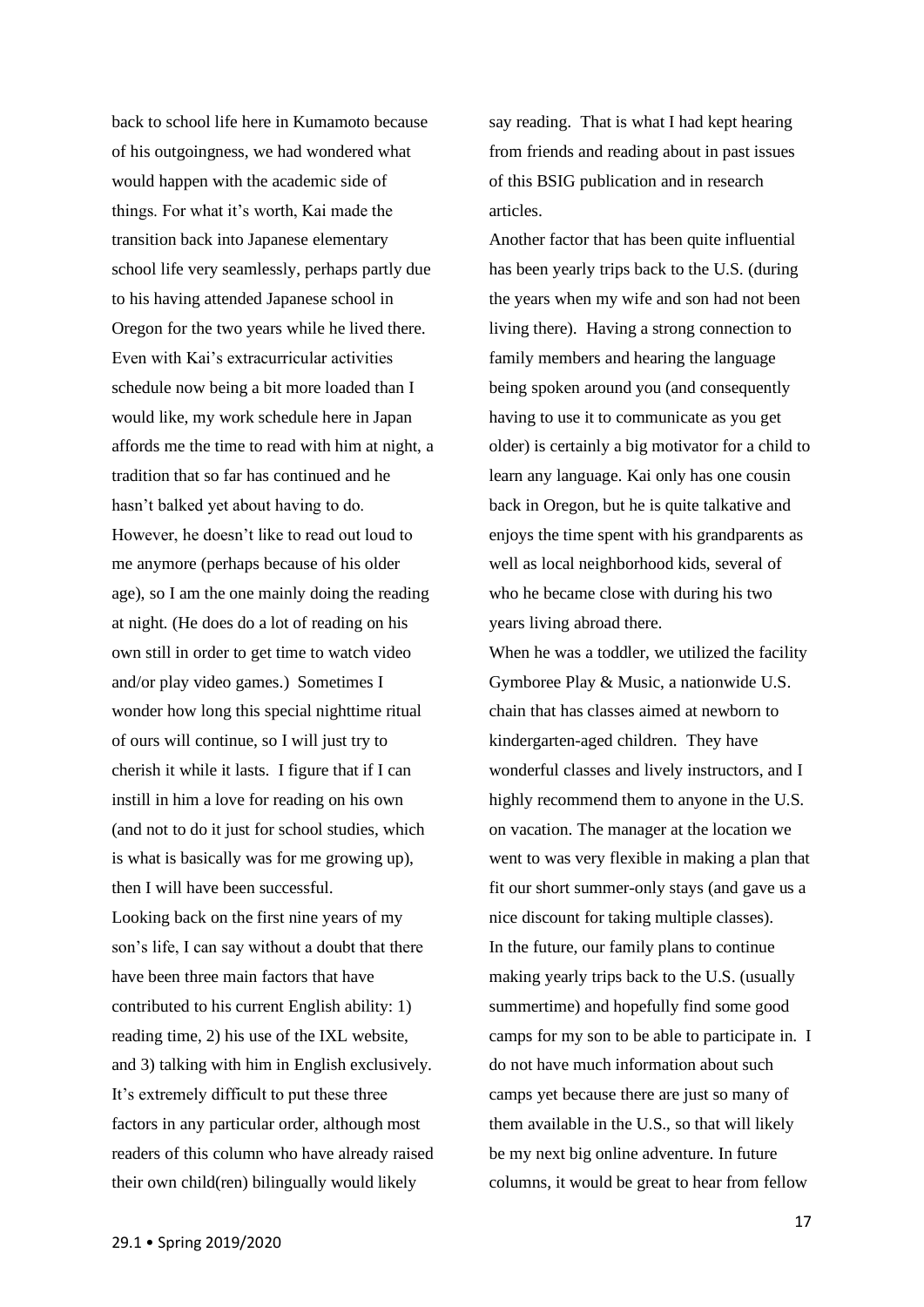back to school life here in Kumamoto because of his outgoingness, we had wondered what would happen with the academic side of things. For what it's worth, Kai made the transition back into Japanese elementary school life very seamlessly, perhaps partly due to his having attended Japanese school in Oregon for the two years while he lived there. Even with Kai's extracurricular activities schedule now being a bit more loaded than I would like, my work schedule here in Japan affords me the time to read with him at night, a tradition that so far has continued and he hasn't balked yet about having to do. However, he doesn't like to read out loud to me anymore (perhaps because of his older age), so I am the one mainly doing the reading at night. (He does do a lot of reading on his own still in order to get time to watch video and/or play video games.) Sometimes I wonder how long this special nighttime ritual of ours will continue, so I will just try to cherish it while it lasts. I figure that if I can instill in him a love for reading on his own (and not to do it just for school studies, which is what is basically was for me growing up), then I will have been successful.

Looking back on the first nine years of my son's life, I can say without a doubt that there have been three main factors that have contributed to his current English ability: 1) reading time, 2) his use of the IXL website, and 3) talking with him in English exclusively. It's extremely difficult to put these three factors in any particular order, although most readers of this column who have already raised their own child(ren) bilingually would likely say reading. That is what I had kept hearing from friends and reading about in past issues of this BSIG publication and in research articles.

Another factor that has been quite influential has been yearly trips back to the U.S. (during the years when my wife and son had not been living there). Having a strong connection to family members and hearing the language being spoken around you (and consequently having to use it to communicate as you get older) is certainly a big motivator for a child to learn any language. Kai only has one cousin back in Oregon, but he is quite talkative and enjoys the time spent with his grandparents as well as local neighborhood kids, several of who he became close with during his two years living abroad there.

When he was a toddler, we utilized the facility Gymboree Play & Music, a nationwide U.S. chain that has classes aimed at newborn to kindergarten-aged children. They have wonderful classes and lively instructors, and I highly recommend them to anyone in the U.S. on vacation. The manager at the location we went to was very flexible in making a plan that fit our short summer-only stays (and gave us a nice discount for taking multiple classes).

In the future, our family plans to continue making yearly trips back to the U.S. (usually summertime) and hopefully find some good camps for my son to be able to participate in. I do not have much information about such camps yet because there are just so many of them available in the U.S., so that will likely be my next big online adventure. In future columns, it would be great to hear from fellow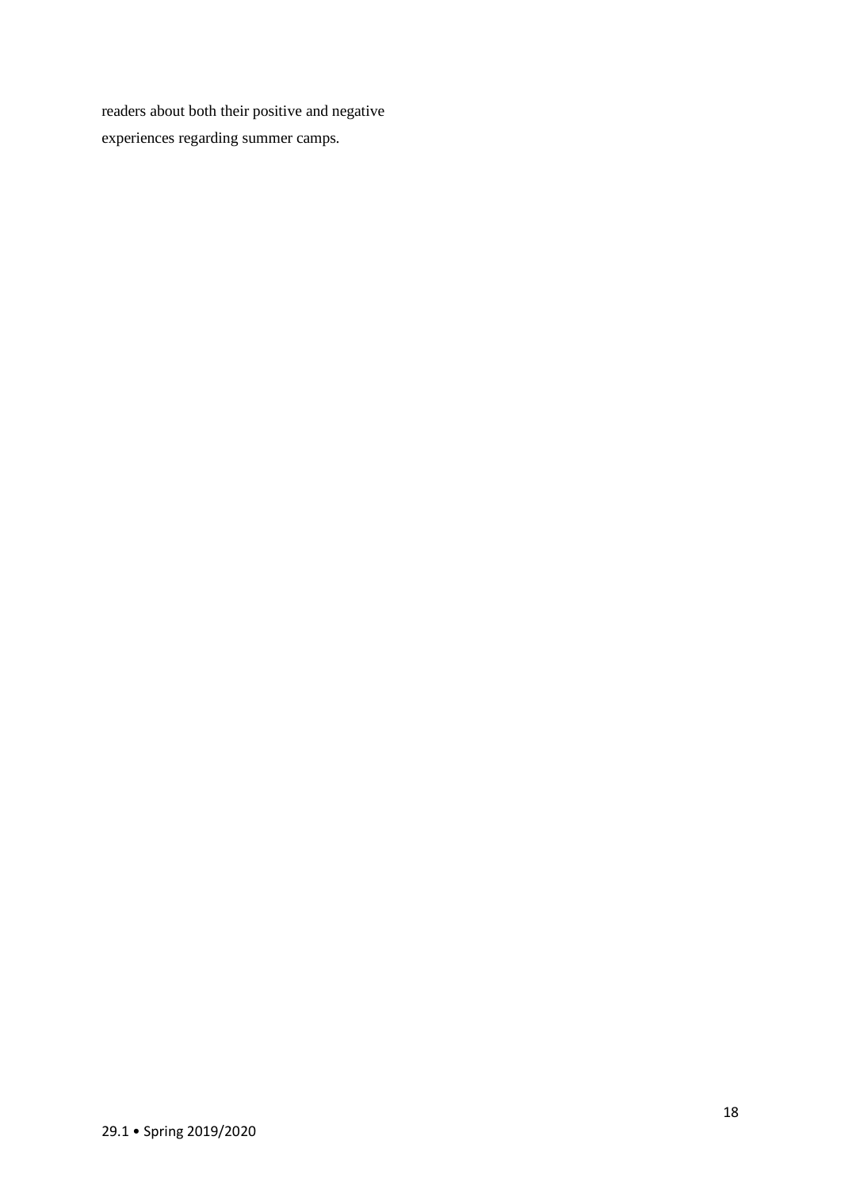readers about both their positive and negative experiences regarding summer camps.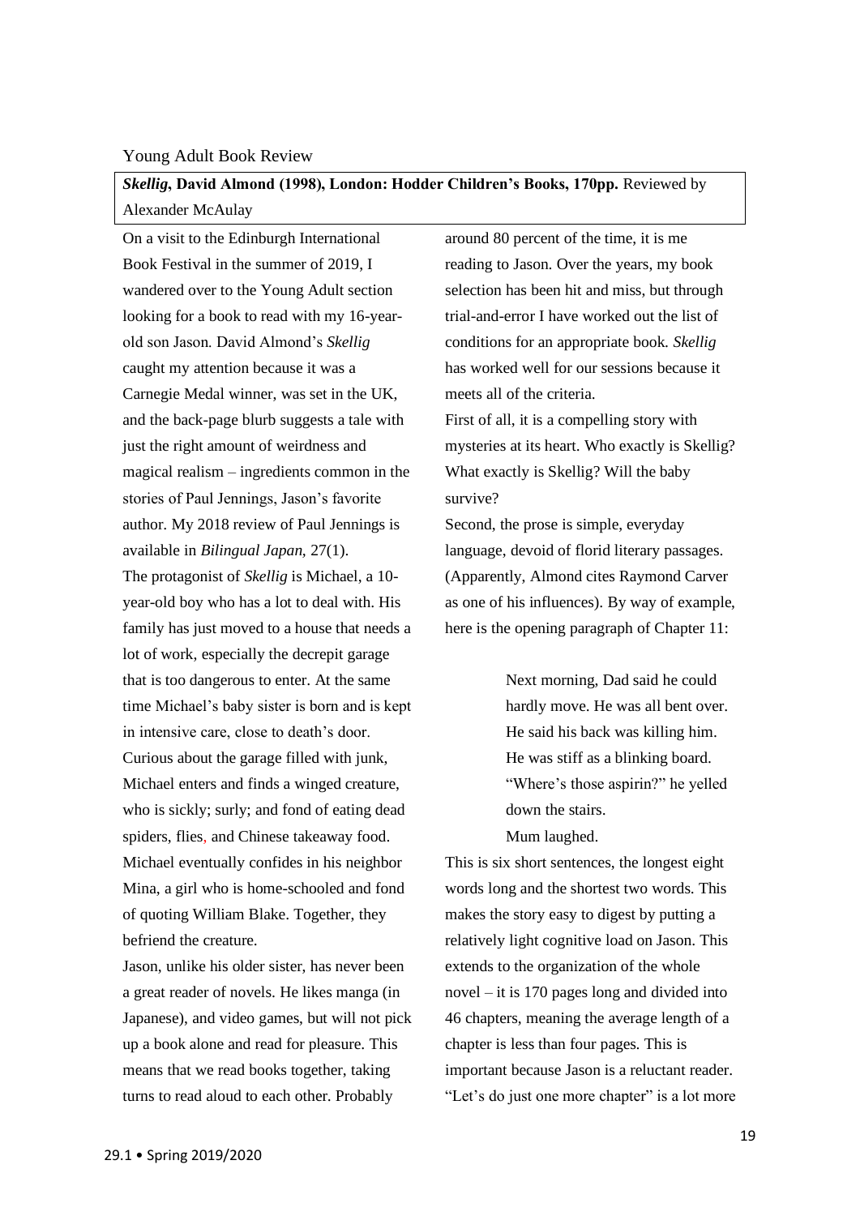Young Adult Book Review

***Skellig*, David Almond (1998), London: Hodder Children's Books, 170pp.** Reviewed by Alexander McAulay

On a visit to the Edinburgh International Book Festival in the summer of 2019, I wandered over to the Young Adult section looking for a book to read with my 16-year-old son Jason. David Almond's *Skellig* caught my attention because it was a Carnegie Medal winner, was set in the UK, and the back-page blurb suggests a tale with just the right amount of weirdness and magical realism – ingredients common in the stories of Paul Jennings, Jason's favorite author. My 2018 review of Paul Jennings is available in *Bilingual Japan*, 27(1).

The protagonist of *Skellig* is Michael, a 10-year-old boy who has a lot to deal with. His family has just moved to a house that needs a lot of work, especially the decrepit garage that is too dangerous to enter. At the same time Michael's baby sister is born and is kept in intensive care, close to death's door. Curious about the garage filled with junk, Michael enters and finds a winged creature, who is sickly; surly; and fond of eating dead spiders, flies, and Chinese takeaway food. Michael eventually confides in his neighbor Mina, a girl who is home-schooled and fond of quoting William Blake. Together, they befriend the creature.

Jason, unlike his older sister, has never been a great reader of novels. He likes manga (in Japanese), and video games, but will not pick up a book alone and read for pleasure. This means that we read books together, taking turns to read aloud to each other. Probably around 80 percent of the time, it is me reading to Jason. Over the years, my book selection has been hit and miss, but through trial-and-error I have worked out the list of conditions for an appropriate book. *Skellig* has worked well for our sessions because it meets all of the criteria.

First of all, it is a compelling story with mysteries at its heart. Who exactly is Skellig? What exactly is Skellig? Will the baby survive?

Second, the prose is simple, everyday language, devoid of florid literary passages. (Apparently, Almond cites Raymond Carver as one of his influences). By way of example, here is the opening paragraph of Chapter 11:

> Next morning, Dad said he could hardly move. He was all bent over. He said his back was killing him. He was stiff as a blinking board. "Where's those aspirin?" he yelled down the stairs.
>
> Mum laughed.

This is six short sentences, the longest eight words long and the shortest two words. This makes the story easy to digest by putting a relatively light cognitive load on Jason. This extends to the organization of the whole novel – it is 170 pages long and divided into 46 chapters, meaning the average length of a chapter is less than four pages. This is important because Jason is a reluctant reader. "Let's do just one more chapter" is a lot more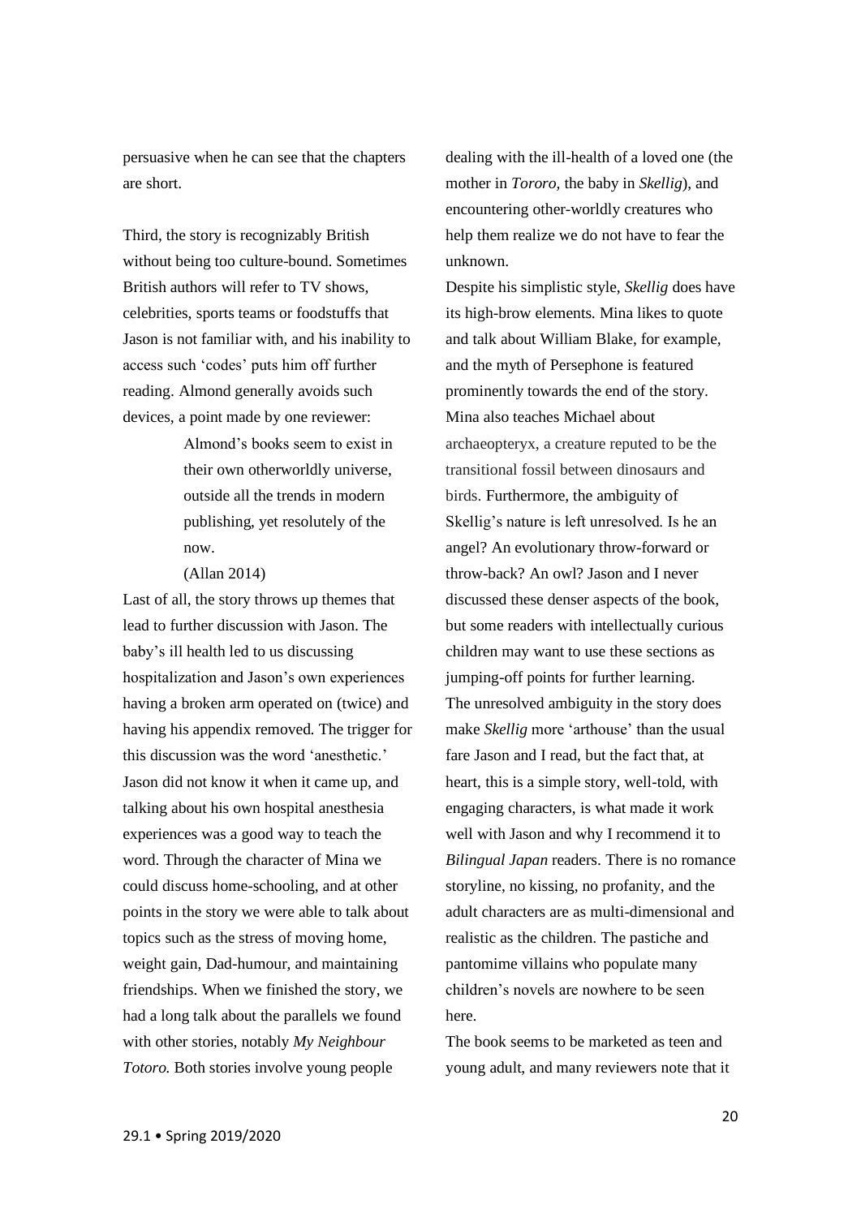persuasive when he can see that the chapters are short.

Third, the story is recognizably British without being too culture-bound. Sometimes British authors will refer to TV shows, celebrities, sports teams or foodstuffs that Jason is not familiar with, and his inability to access such 'codes' puts him off further reading. Almond generally avoids such devices, a point made by one reviewer:

> Almond's books seem to exist in their own otherworldly universe, outside all the trends in modern publishing, yet resolutely of the now.
>
> (Allan 2014)

Last of all, the story throws up themes that lead to further discussion with Jason. The baby's ill health led to us discussing hospitalization and Jason's own experiences having a broken arm operated on (twice) and having his appendix removed. The trigger for this discussion was the word 'anesthetic.' Jason did not know it when it came up, and talking about his own hospital anesthesia experiences was a good way to teach the word. Through the character of Mina we could discuss home-schooling, and at other points in the story we were able to talk about topics such as the stress of moving home, weight gain, Dad-humour, and maintaining friendships. When we finished the story, we had a long talk about the parallels we found with other stories, notably *My Neighbour Totoro.* Both stories involve young people dealing with the ill-health of a loved one (the mother in *Tororo,* the baby in *Skellig*), and encountering other-worldly creatures who help them realize we do not have to fear the unknown.

Despite his simplistic style, *Skellig* does have its high-brow elements. Mina likes to quote and talk about William Blake, for example, and the myth of Persephone is featured prominently towards the end of the story. Mina also teaches Michael about archaeopteryx, a creature reputed to be the transitional fossil between dinosaurs and birds. Furthermore, the ambiguity of Skellig's nature is left unresolved. Is he an angel? An evolutionary throw-forward or throw-back? An owl? Jason and I never discussed these denser aspects of the book, but some readers with intellectually curious children may want to use these sections as jumping-off points for further learning.

The unresolved ambiguity in the story does make *Skellig* more 'arthouse' than the usual fare Jason and I read, but the fact that, at heart, this is a simple story, well-told, with engaging characters, is what made it work well with Jason and why I recommend it to *Bilingual Japan* readers. There is no romance storyline, no kissing, no profanity, and the adult characters are as multi-dimensional and realistic as the children. The pastiche and pantomime villains who populate many children's novels are nowhere to be seen here.

The book seems to be marketed as teen and young adult, and many reviewers note that it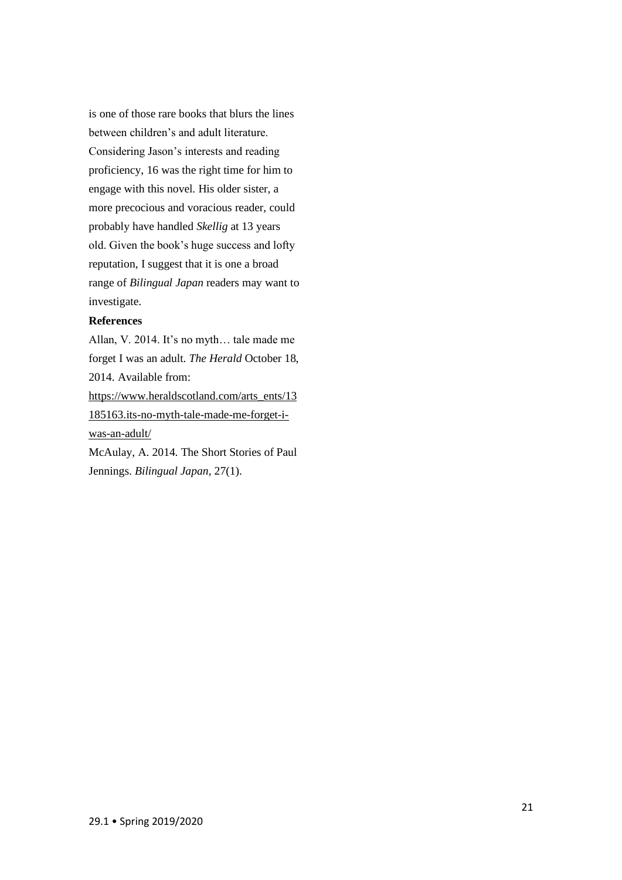is one of those rare books that blurs the lines between children's and adult literature. Considering Jason's interests and reading proficiency, 16 was the right time for him to engage with this novel. His older sister, a more precocious and voracious reader, could probably have handled *Skellig* at 13 years old. Given the book's huge success and lofty reputation, I suggest that it is one a broad range of *Bilingual Japan* readers may want to investigate.

**References**

Allan, V. 2014. It's no myth… tale made me forget I was an adult. *The Herald* October 18, 2014. Available from: https://www.heraldscotland.com/arts_ents/13185163.its-no-myth-tale-made-me-forget-i-was-an-adult/

McAulay, A. 2014. The Short Stories of Paul Jennings. *Bilingual Japan,* 27(1).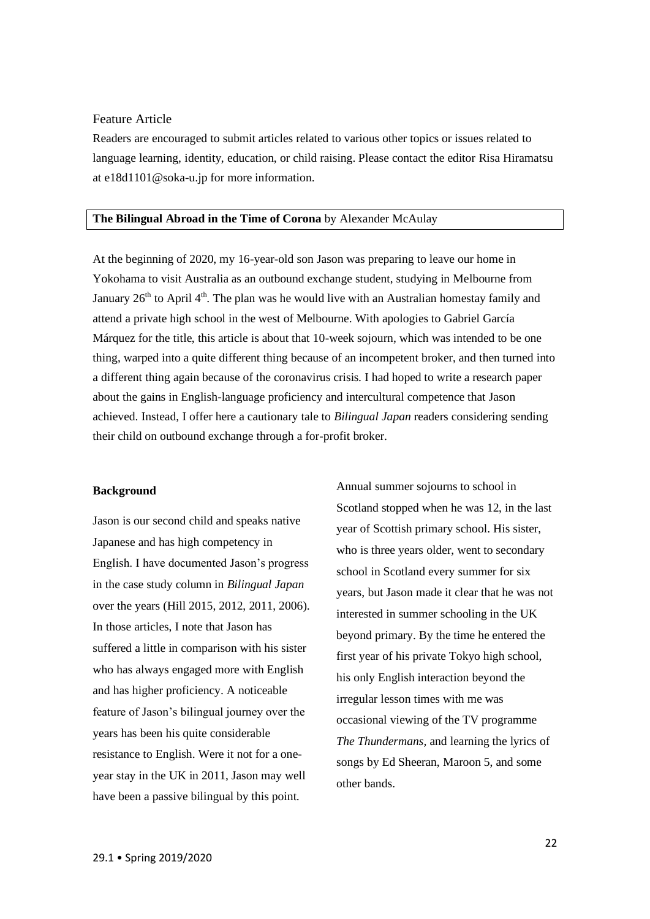Feature Article

Readers are encouraged to submit articles related to various other topics or issues related to language learning, identity, education, or child raising. Please contact the editor Risa Hiramatsu at e18d1101@soka-u.jp for more information.

## The Bilingual Abroad in the Time of Corona by Alexander McAulay

At the beginning of 2020, my 16-year-old son Jason was preparing to leave our home in Yokohama to visit Australia as an outbound exchange student, studying in Melbourne from January 26th to April 4th. The plan was he would live with an Australian homestay family and attend a private high school in the west of Melbourne. With apologies to Gabriel García Márquez for the title, this article is about that 10-week sojourn, which was intended to be one thing, warped into a quite different thing because of an incompetent broker, and then turned into a different thing again because of the coronavirus crisis. I had hoped to write a research paper about the gains in English-language proficiency and intercultural competence that Jason achieved. Instead, I offer here a cautionary tale to *Bilingual Japan* readers considering sending their child on outbound exchange through a for-profit broker.

### Background

Jason is our second child and speaks native Japanese and has high competency in English. I have documented Jason's progress in the case study column in *Bilingual Japan* over the years (Hill 2015, 2012, 2011, 2006). In those articles, I note that Jason has suffered a little in comparison with his sister who has always engaged more with English and has higher proficiency. A noticeable feature of Jason's bilingual journey over the years has been his quite considerable resistance to English. Were it not for a one-year stay in the UK in 2011, Jason may well have been a passive bilingual by this point. Annual summer sojourns to school in Scotland stopped when he was 12, in the last year of Scottish primary school. His sister, who is three years older, went to secondary school in Scotland every summer for six years, but Jason made it clear that he was not interested in summer schooling in the UK beyond primary. By the time he entered the first year of his private Tokyo high school, his only English interaction beyond the irregular lesson times with me was occasional viewing of the TV programme *The Thundermans*, and learning the lyrics of songs by Ed Sheeran, Maroon 5, and some other bands.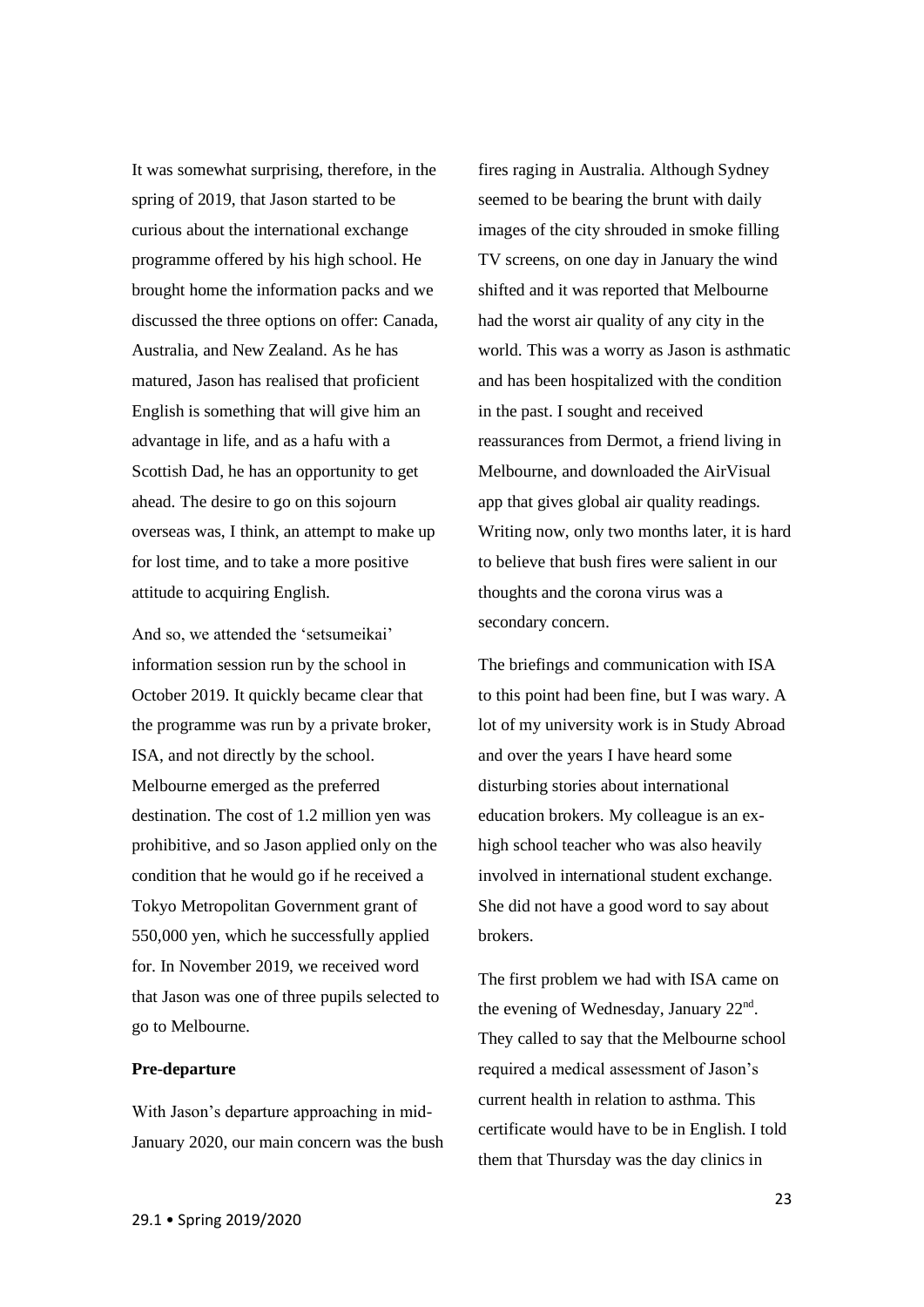It was somewhat surprising, therefore, in the spring of 2019, that Jason started to be curious about the international exchange programme offered by his high school. He brought home the information packs and we discussed the three options on offer: Canada, Australia, and New Zealand. As he has matured, Jason has realised that proficient English is something that will give him an advantage in life, and as a hafu with a Scottish Dad, he has an opportunity to get ahead. The desire to go on this sojourn overseas was, I think, an attempt to make up for lost time, and to take a more positive attitude to acquiring English.

And so, we attended the 'setsumeikai' information session run by the school in October 2019. It quickly became clear that the programme was run by a private broker, ISA, and not directly by the school. Melbourne emerged as the preferred destination. The cost of 1.2 million yen was prohibitive, and so Jason applied only on the condition that he would go if he received a Tokyo Metropolitan Government grant of 550,000 yen, which he successfully applied for. In November 2019, we received word that Jason was one of three pupils selected to go to Melbourne.

**Pre-departure**

With Jason's departure approaching in mid-January 2020, our main concern was the bush fires raging in Australia. Although Sydney seemed to be bearing the brunt with daily images of the city shrouded in smoke filling TV screens, on one day in January the wind shifted and it was reported that Melbourne had the worst air quality of any city in the world. This was a worry as Jason is asthmatic and has been hospitalized with the condition in the past. I sought and received reassurances from Dermot, a friend living in Melbourne, and downloaded the AirVisual app that gives global air quality readings. Writing now, only two months later, it is hard to believe that bush fires were salient in our thoughts and the corona virus was a secondary concern.

The briefings and communication with ISA to this point had been fine, but I was wary. A lot of my university work is in Study Abroad and over the years I have heard some disturbing stories about international education brokers. My colleague is an ex-high school teacher who was also heavily involved in international student exchange. She did not have a good word to say about brokers.

The first problem we had with ISA came on the evening of Wednesday, January 22nd. They called to say that the Melbourne school required a medical assessment of Jason's current health in relation to asthma. This certificate would have to be in English. I told them that Thursday was the day clinics in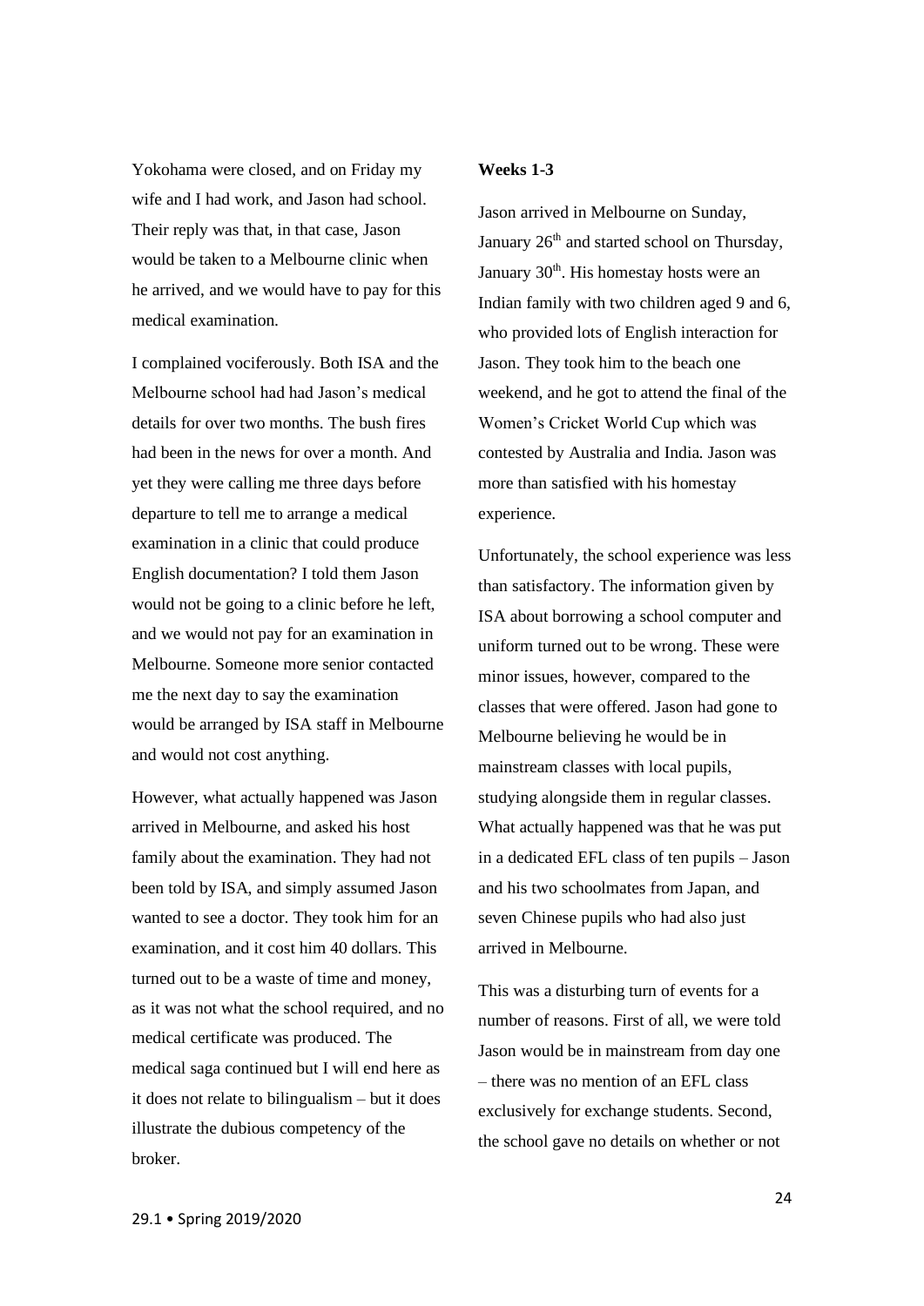Yokohama were closed, and on Friday my wife and I had work, and Jason had school. Their reply was that, in that case, Jason would be taken to a Melbourne clinic when he arrived, and we would have to pay for this medical examination.

I complained vociferously. Both ISA and the Melbourne school had had Jason's medical details for over two months. The bush fires had been in the news for over a month. And yet they were calling me three days before departure to tell me to arrange a medical examination in a clinic that could produce English documentation? I told them Jason would not be going to a clinic before he left, and we would not pay for an examination in Melbourne. Someone more senior contacted me the next day to say the examination would be arranged by ISA staff in Melbourne and would not cost anything.

However, what actually happened was Jason arrived in Melbourne, and asked his host family about the examination. They had not been told by ISA, and simply assumed Jason wanted to see a doctor. They took him for an examination, and it cost him 40 dollars. This turned out to be a waste of time and money, as it was not what the school required, and no medical certificate was produced. The medical saga continued but I will end here as it does not relate to bilingualism – but it does illustrate the dubious competency of the broker.

**Weeks 1-3**

Jason arrived in Melbourne on Sunday, January 26th and started school on Thursday, January 30th. His homestay hosts were an Indian family with two children aged 9 and 6, who provided lots of English interaction for Jason. They took him to the beach one weekend, and he got to attend the final of the Women's Cricket World Cup which was contested by Australia and India. Jason was more than satisfied with his homestay experience.

Unfortunately, the school experience was less than satisfactory. The information given by ISA about borrowing a school computer and uniform turned out to be wrong. These were minor issues, however, compared to the classes that were offered. Jason had gone to Melbourne believing he would be in mainstream classes with local pupils, studying alongside them in regular classes. What actually happened was that he was put in a dedicated EFL class of ten pupils – Jason and his two schoolmates from Japan, and seven Chinese pupils who had also just arrived in Melbourne.

This was a disturbing turn of events for a number of reasons. First of all, we were told Jason would be in mainstream from day one – there was no mention of an EFL class exclusively for exchange students. Second, the school gave no details on whether or not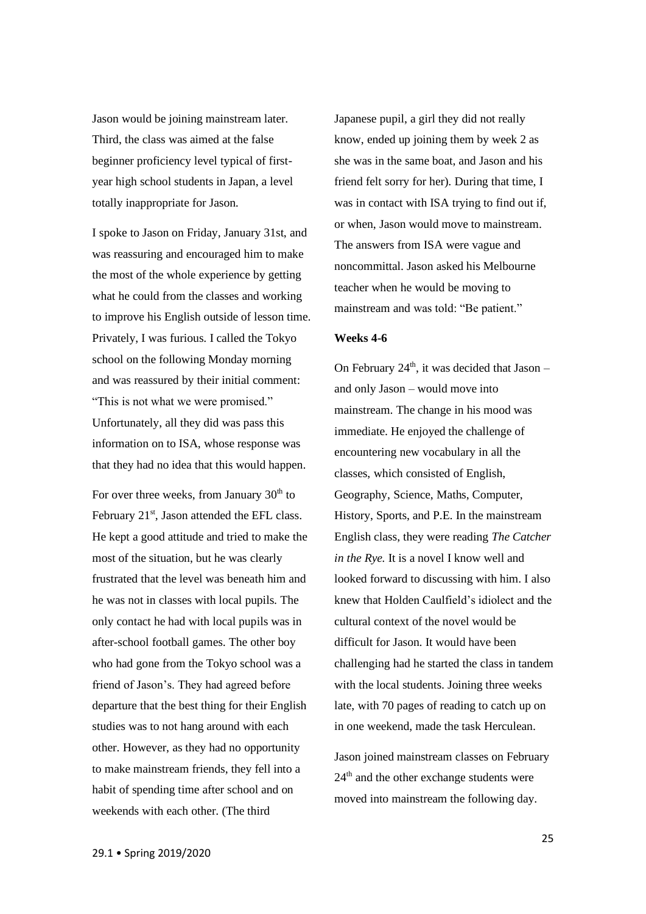Jason would be joining mainstream later. Third, the class was aimed at the false beginner proficiency level typical of first-year high school students in Japan, a level totally inappropriate for Jason.

I spoke to Jason on Friday, January 31st, and was reassuring and encouraged him to make the most of the whole experience by getting what he could from the classes and working to improve his English outside of lesson time. Privately, I was furious. I called the Tokyo school on the following Monday morning and was reassured by their initial comment: "This is not what we were promised." Unfortunately, all they did was pass this information on to ISA, whose response was that they had no idea that this would happen.

For over three weeks, from January 30th to February 21st, Jason attended the EFL class. He kept a good attitude and tried to make the most of the situation, but he was clearly frustrated that the level was beneath him and he was not in classes with local pupils. The only contact he had with local pupils was in after-school football games. The other boy who had gone from the Tokyo school was a friend of Jason's. They had agreed before departure that the best thing for their English studies was to not hang around with each other. However, as they had no opportunity to make mainstream friends, they fell into a habit of spending time after school and on weekends with each other. (The third Japanese pupil, a girl they did not really know, ended up joining them by week 2 as she was in the same boat, and Jason and his friend felt sorry for her). During that time, I was in contact with ISA trying to find out if, or when, Jason would move to mainstream. The answers from ISA were vague and noncommittal. Jason asked his Melbourne teacher when he would be moving to mainstream and was told: "Be patient."

**Weeks 4-6**

On February 24th, it was decided that Jason – and only Jason – would move into mainstream. The change in his mood was immediate. He enjoyed the challenge of encountering new vocabulary in all the classes, which consisted of English, Geography, Science, Maths, Computer, History, Sports, and P.E. In the mainstream English class, they were reading *The Catcher in the Rye.* It is a novel I know well and looked forward to discussing with him. I also knew that Holden Caulfield's idiolect and the cultural context of the novel would be difficult for Jason. It would have been challenging had he started the class in tandem with the local students. Joining three weeks late, with 70 pages of reading to catch up on in one weekend, made the task Herculean.

Jason joined mainstream classes on February 24th and the other exchange students were moved into mainstream the following day.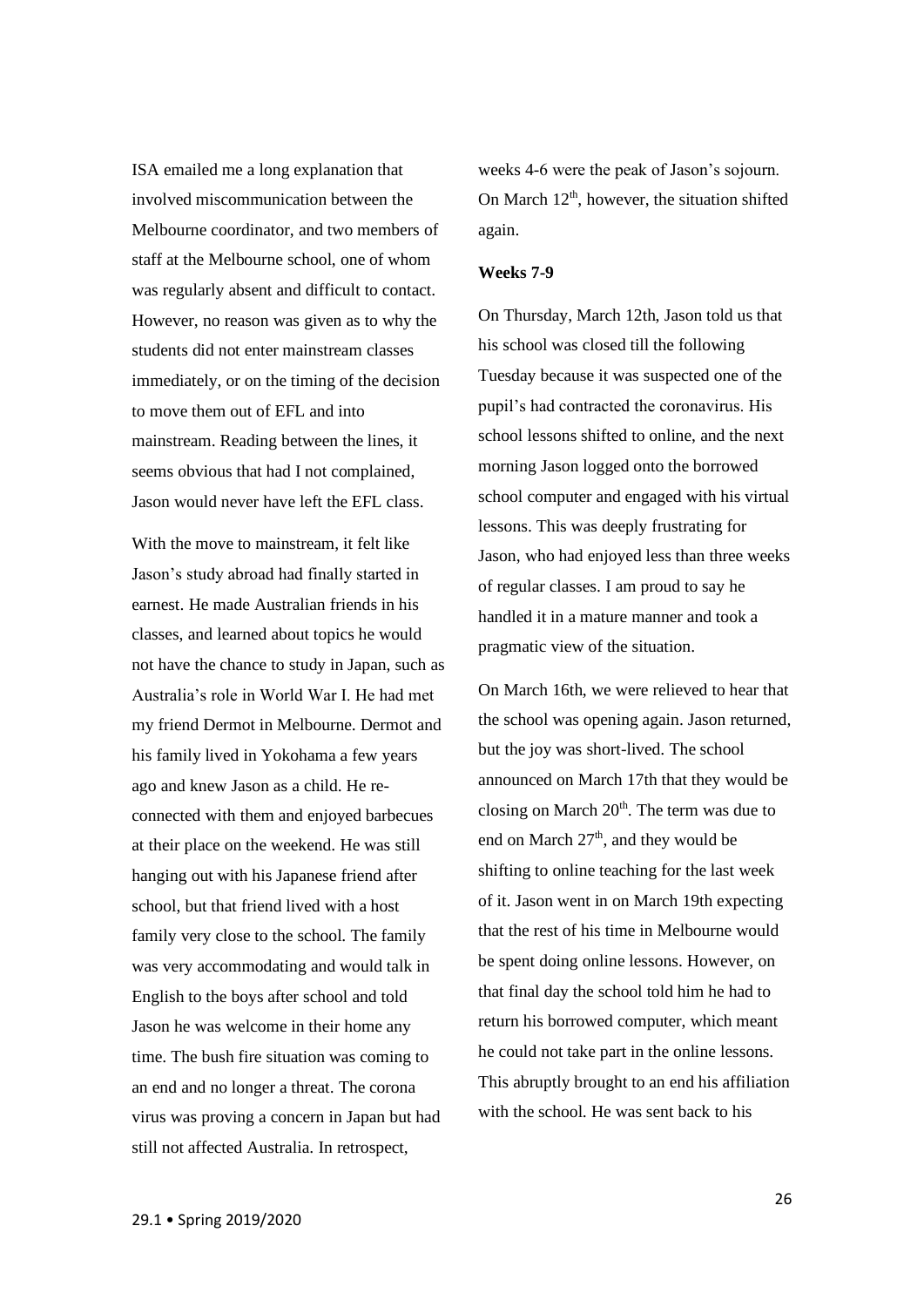ISA emailed me a long explanation that involved miscommunication between the Melbourne coordinator, and two members of staff at the Melbourne school, one of whom was regularly absent and difficult to contact. However, no reason was given as to why the students did not enter mainstream classes immediately, or on the timing of the decision to move them out of EFL and into mainstream. Reading between the lines, it seems obvious that had I not complained, Jason would never have left the EFL class.

With the move to mainstream, it felt like Jason's study abroad had finally started in earnest. He made Australian friends in his classes, and learned about topics he would not have the chance to study in Japan, such as Australia's role in World War I. He had met my friend Dermot in Melbourne. Dermot and his family lived in Yokohama a few years ago and knew Jason as a child. He re-connected with them and enjoyed barbecues at their place on the weekend. He was still hanging out with his Japanese friend after school, but that friend lived with a host family very close to the school. The family was very accommodating and would talk in English to the boys after school and told Jason he was welcome in their home any time. The bush fire situation was coming to an end and no longer a threat. The corona virus was proving a concern in Japan but had still not affected Australia. In retrospect, weeks 4-6 were the peak of Jason's sojourn. On March 12th, however, the situation shifted again.

**Weeks 7-9**

On Thursday, March 12th, Jason told us that his school was closed till the following Tuesday because it was suspected one of the pupil's had contracted the coronavirus. His school lessons shifted to online, and the next morning Jason logged onto the borrowed school computer and engaged with his virtual lessons. This was deeply frustrating for Jason, who had enjoyed less than three weeks of regular classes. I am proud to say he handled it in a mature manner and took a pragmatic view of the situation.

On March 16th, we were relieved to hear that the school was opening again. Jason returned, but the joy was short-lived. The school announced on March 17th that they would be closing on March 20th. The term was due to end on March 27th, and they would be shifting to online teaching for the last week of it. Jason went in on March 19th expecting that the rest of his time in Melbourne would be spent doing online lessons. However, on that final day the school told him he had to return his borrowed computer, which meant he could not take part in the online lessons. This abruptly brought to an end his affiliation with the school. He was sent back to his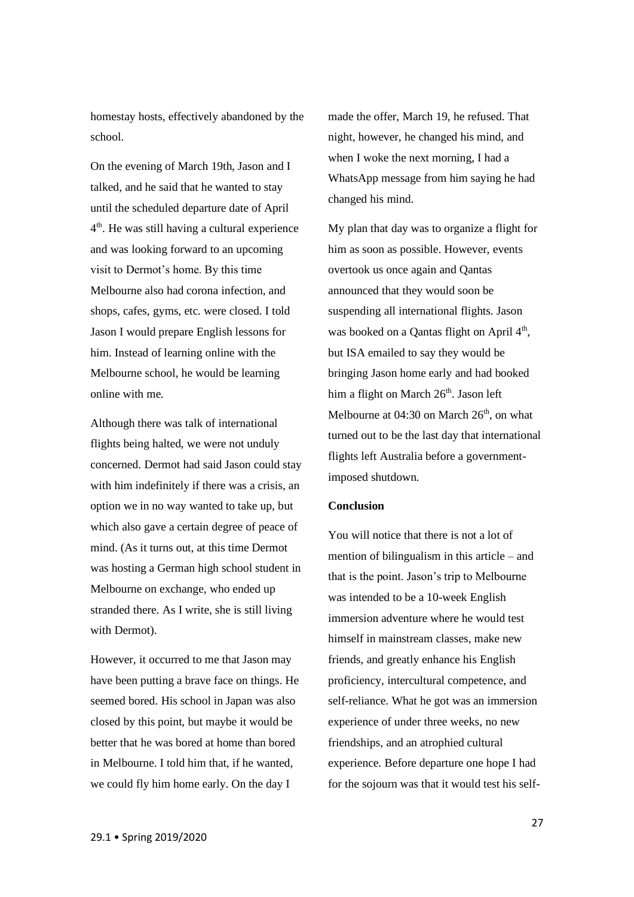homestay hosts, effectively abandoned by the school.

On the evening of March 19th, Jason and I talked, and he said that he wanted to stay until the scheduled departure date of April 4th. He was still having a cultural experience and was looking forward to an upcoming visit to Dermot's home. By this time Melbourne also had corona infection, and shops, cafes, gyms, etc. were closed. I told Jason I would prepare English lessons for him. Instead of learning online with the Melbourne school, he would be learning online with me.

Although there was talk of international flights being halted, we were not unduly concerned. Dermot had said Jason could stay with him indefinitely if there was a crisis, an option we in no way wanted to take up, but which also gave a certain degree of peace of mind. (As it turns out, at this time Dermot was hosting a German high school student in Melbourne on exchange, who ended up stranded there. As I write, she is still living with Dermot).

However, it occurred to me that Jason may have been putting a brave face on things. He seemed bored. His school in Japan was also closed by this point, but maybe it would be better that he was bored at home than bored in Melbourne. I told him that, if he wanted, we could fly him home early. On the day I made the offer, March 19, he refused. That night, however, he changed his mind, and when I woke the next morning, I had a WhatsApp message from him saying he had changed his mind.

My plan that day was to organize a flight for him as soon as possible. However, events overtook us once again and Qantas announced that they would soon be suspending all international flights. Jason was booked on a Qantas flight on April 4th, but ISA emailed to say they would be bringing Jason home early and had booked him a flight on March 26th. Jason left Melbourne at 04:30 on March 26th, on what turned out to be the last day that international flights left Australia before a government-imposed shutdown.

**Conclusion**

You will notice that there is not a lot of mention of bilingualism in this article – and that is the point. Jason's trip to Melbourne was intended to be a 10-week English immersion adventure where he would test himself in mainstream classes, make new friends, and greatly enhance his English proficiency, intercultural competence, and self-reliance. What he got was an immersion experience of under three weeks, no new friendships, and an atrophied cultural experience. Before departure one hope I had for the sojourn was that it would test his self-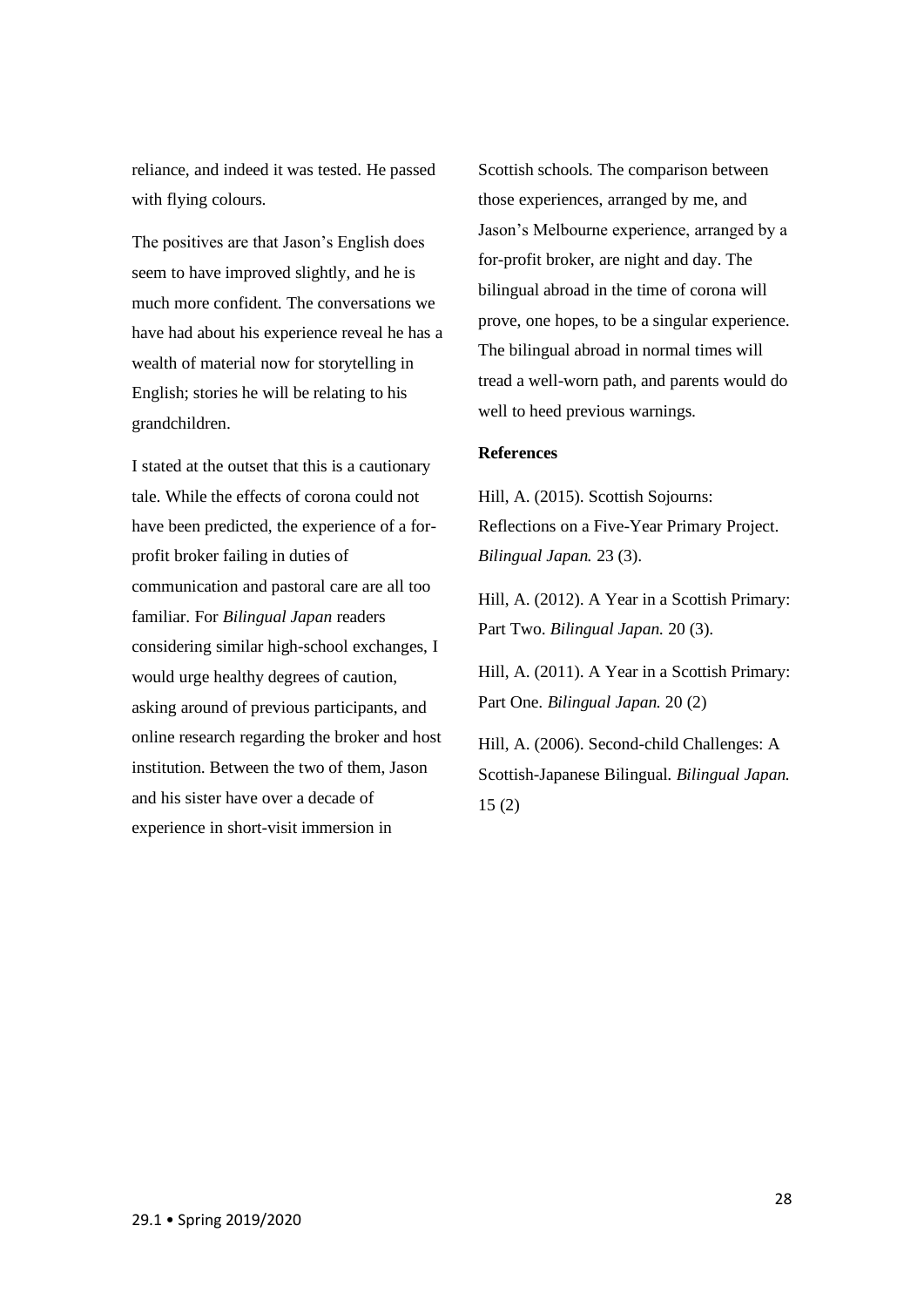reliance, and indeed it was tested. He passed with flying colours.

The positives are that Jason's English does seem to have improved slightly, and he is much more confident. The conversations we have had about his experience reveal he has a wealth of material now for storytelling in English; stories he will be relating to his grandchildren.

I stated at the outset that this is a cautionary tale. While the effects of corona could not have been predicted, the experience of a for-profit broker failing in duties of communication and pastoral care are all too familiar. For *Bilingual Japan* readers considering similar high-school exchanges, I would urge healthy degrees of caution, asking around of previous participants, and online research regarding the broker and host institution. Between the two of them, Jason and his sister have over a decade of experience in short-visit immersion in Scottish schools. The comparison between those experiences, arranged by me, and Jason's Melbourne experience, arranged by a for-profit broker, are night and day. The bilingual abroad in the time of corona will prove, one hopes, to be a singular experience. The bilingual abroad in normal times will tread a well-worn path, and parents would do well to heed previous warnings.

**References**

Hill, A. (2015). Scottish Sojourns: Reflections on a Five-Year Primary Project. *Bilingual Japan.* 23 (3).

Hill, A. (2012). A Year in a Scottish Primary: Part Two. *Bilingual Japan.* 20 (3).

Hill, A. (2011). A Year in a Scottish Primary: Part One. *Bilingual Japan.* 20 (2)

Hill, A. (2006). Second-child Challenges: A Scottish-Japanese Bilingual. *Bilingual Japan.* 15 (2)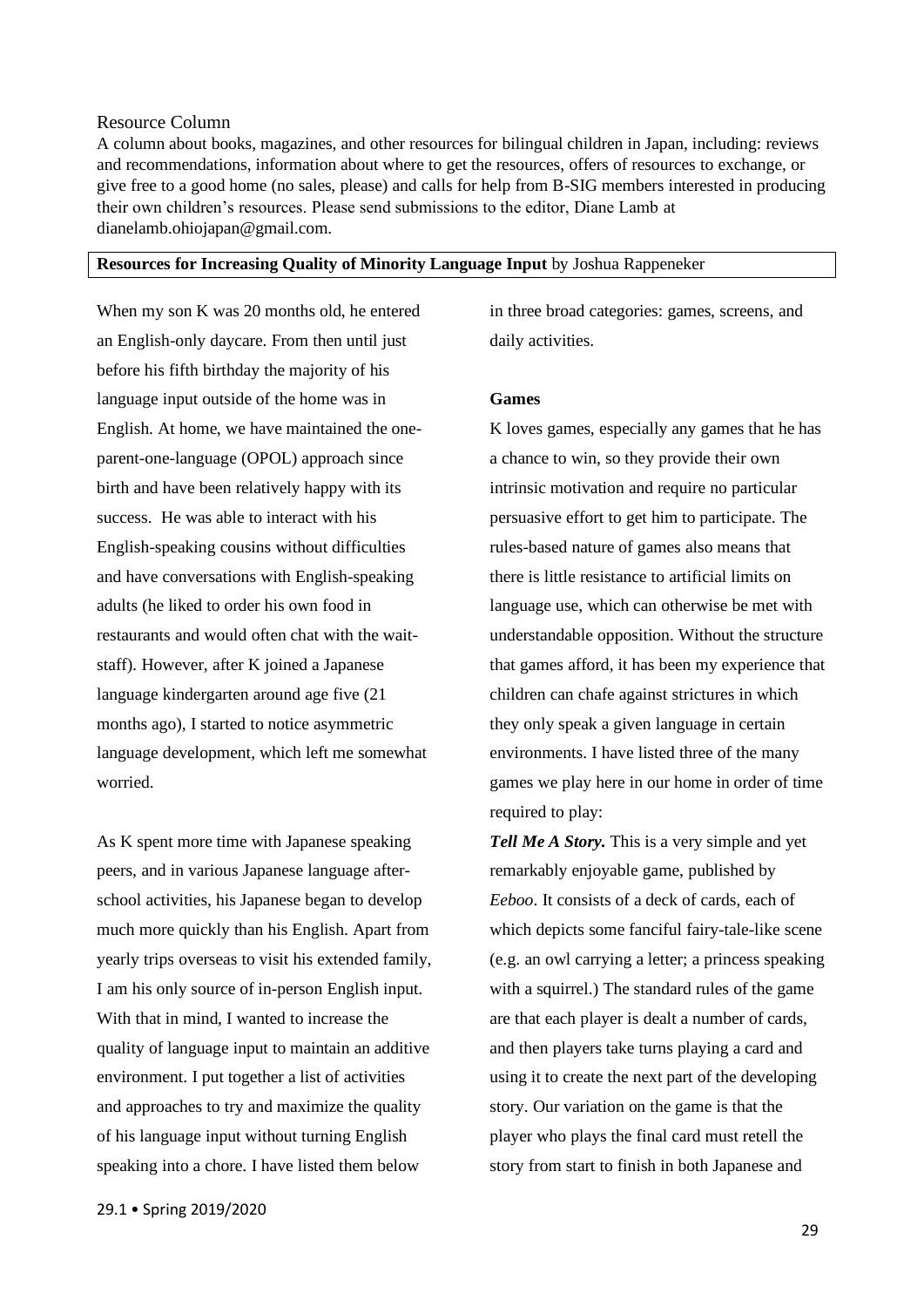Resource Column

A column about books, magazines, and other resources for bilingual children in Japan, including: reviews and recommendations, information about where to get the resources, offers of resources to exchange, or give free to a good home (no sales, please) and calls for help from B-SIG members interested in producing their own children's resources. Please send submissions to the editor, Diane Lamb at dianelamb.ohiojapan@gmail.com.

**Resources for Increasing Quality of Minority Language Input** by Joshua Rappeneker

When my son K was 20 months old, he entered an English-only daycare. From then until just before his fifth birthday the majority of his language input outside of the home was in English. At home, we have maintained the one-parent-one-language (OPOL) approach since birth and have been relatively happy with its success. He was able to interact with his English-speaking cousins without difficulties and have conversations with English-speaking adults (he liked to order his own food in restaurants and would often chat with the wait-staff). However, after K joined a Japanese language kindergarten around age five (21 months ago), I started to notice asymmetric language development, which left me somewhat worried.

As K spent more time with Japanese speaking peers, and in various Japanese language after-school activities, his Japanese began to develop much more quickly than his English. Apart from yearly trips overseas to visit his extended family, I am his only source of in-person English input. With that in mind, I wanted to increase the quality of language input to maintain an additive environment. I put together a list of activities and approaches to try and maximize the quality of his language input without turning English speaking into a chore. I have listed them below in three broad categories: games, screens, and daily activities.

**Games**

K loves games, especially any games that he has a chance to win, so they provide their own intrinsic motivation and require no particular persuasive effort to get him to participate. The rules-based nature of games also means that there is little resistance to artificial limits on language use, which can otherwise be met with understandable opposition. Without the structure that games afford, it has been my experience that children can chafe against strictures in which they only speak a given language in certain environments. I have listed three of the many games we play here in our home in order of time required to play:

***Tell Me A Story.*** This is a very simple and yet remarkably enjoyable game, published by *Eeboo*. It consists of a deck of cards, each of which depicts some fanciful fairy-tale-like scene (e.g. an owl carrying a letter; a princess speaking with a squirrel.) The standard rules of the game are that each player is dealt a number of cards, and then players take turns playing a card and using it to create the next part of the developing story. Our variation on the game is that the player who plays the final card must retell the story from start to finish in both Japanese and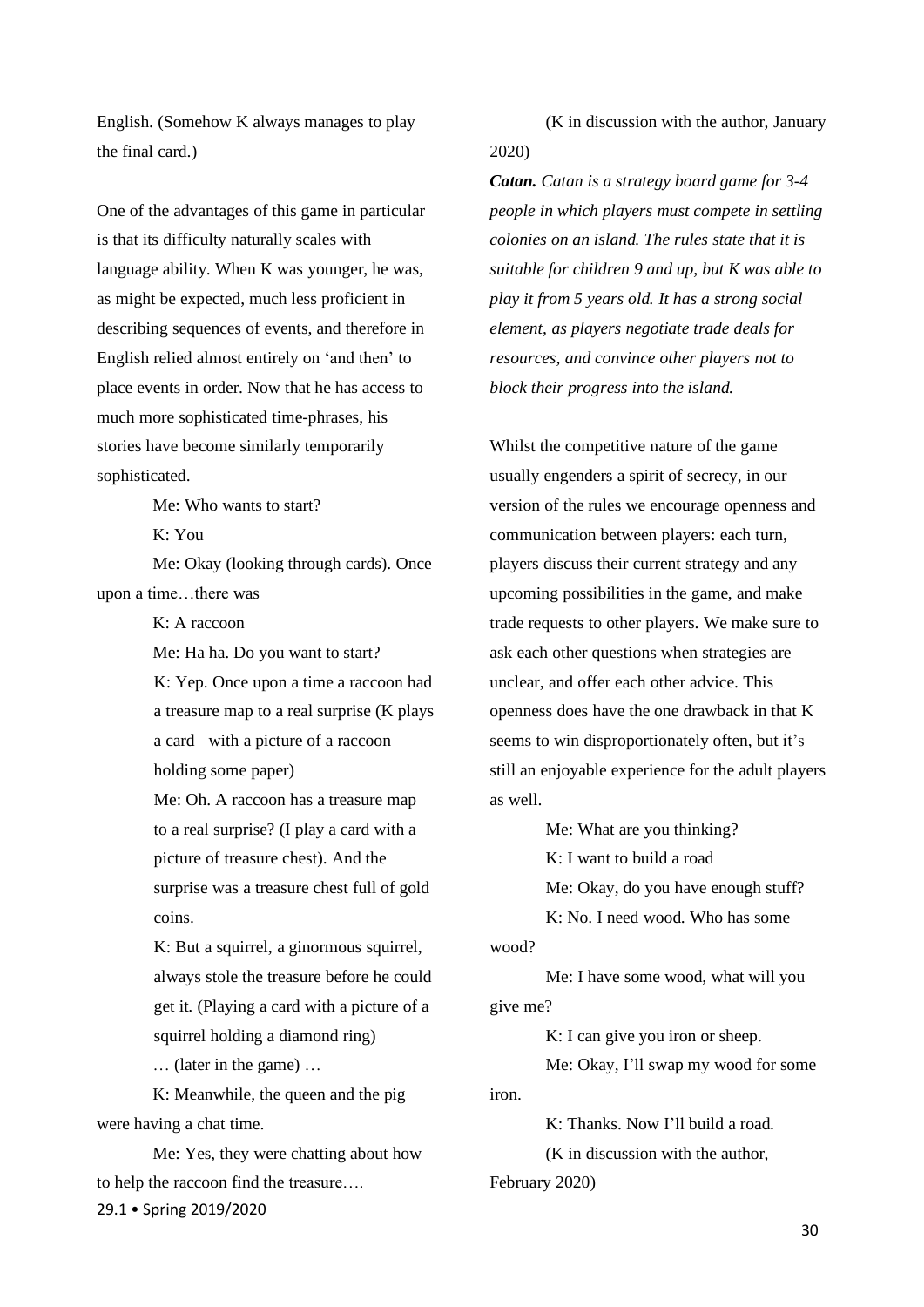English. (Somehow K always manages to play the final card.)

One of the advantages of this game in particular is that its difficulty naturally scales with language ability. When K was younger, he was, as might be expected, much less proficient in describing sequences of events, and therefore in English relied almost entirely on 'and then' to place events in order. Now that he has access to much more sophisticated time-phrases, his stories have become similarly temporarily sophisticated.

> Me: Who wants to start?
>
> K: You
>
> Me: Okay (looking through cards). Once upon a time…there was
>
> K: A raccoon
>
> Me: Ha ha. Do you want to start?
>
> K: Yep. Once upon a time a raccoon had a treasure map to a real surprise (K plays a card with a picture of a raccoon holding some paper)
>
> Me: Oh. A raccoon has a treasure map to a real surprise? (I play a card with a picture of treasure chest). And the surprise was a treasure chest full of gold coins.
>
> K: But a squirrel, a ginormous squirrel, always stole the treasure before he could get it. (Playing a card with a picture of a squirrel holding a diamond ring)
>
> … (later in the game) …
>
> K: Meanwhile, the queen and the pig were having a chat time.
>
> Me: Yes, they were chatting about how to help the raccoon find the treasure….
>
> (K in discussion with the author, January 2020)

***Catan.*** *Catan is a strategy board game for 3-4 people in which players must compete in settling colonies on an island. The rules state that it is suitable for children 9 and up, but K was able to play it from 5 years old. It has a strong social element, as players negotiate trade deals for resources, and convince other players not to block their progress into the island.*

Whilst the competitive nature of the game usually engenders a spirit of secrecy, in our version of the rules we encourage openness and communication between players: each turn, players discuss their current strategy and any upcoming possibilities in the game, and make trade requests to other players. We make sure to ask each other questions when strategies are unclear, and offer each other advice. This openness does have the one drawback in that K seems to win disproportionately often, but it's still an enjoyable experience for the adult players as well.

> Me: What are you thinking?
>
> K: I want to build a road
>
> Me: Okay, do you have enough stuff?
>
> K: No. I need wood. Who has some wood?
>
> Me: I have some wood, what will you give me?
>
> K: I can give you iron or sheep.
>
> Me: Okay, I'll swap my wood for some iron.
>
> K: Thanks. Now I'll build a road.
>
> (K in discussion with the author, February 2020)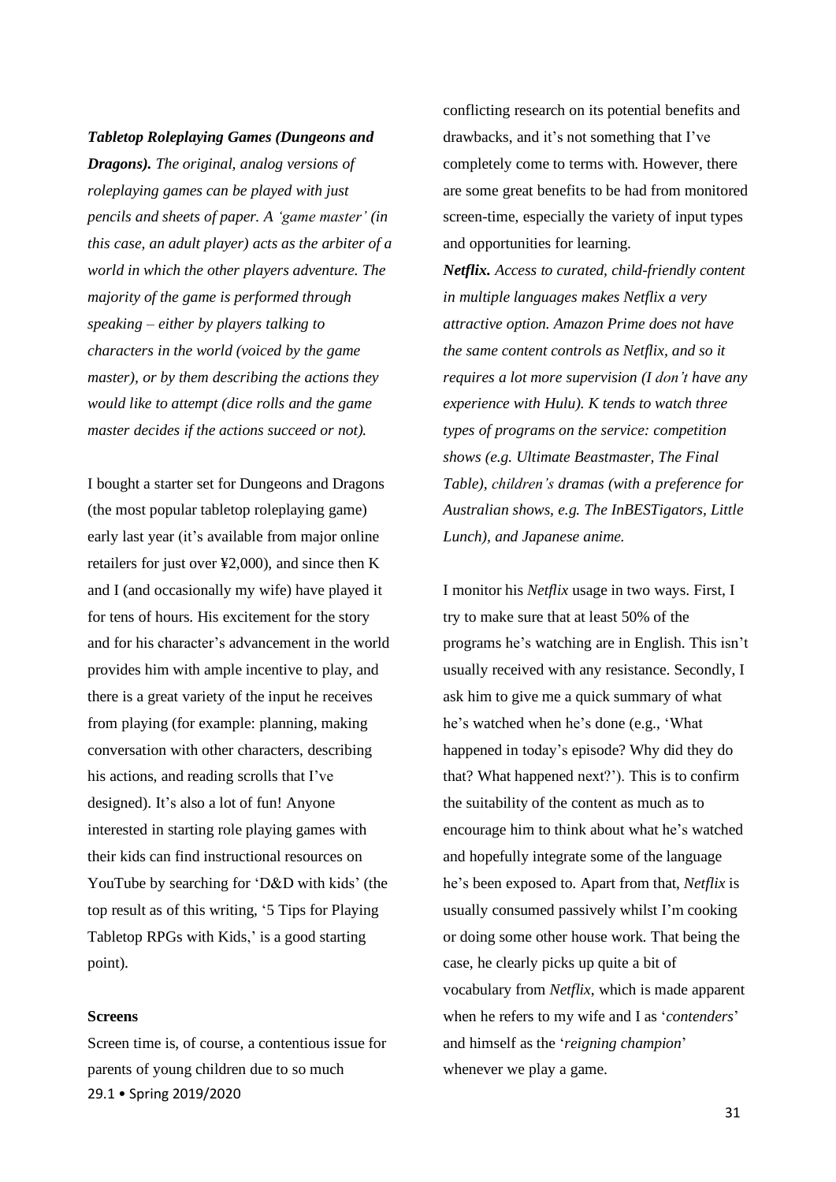***Tabletop Roleplaying Games (Dungeons and Dragons).*** *The original, analog versions of roleplaying games can be played with just pencils and sheets of paper. A 'game master' (in this case, an adult player) acts as the arbiter of a world in which the other players adventure. The majority of the game is performed through speaking – either by players talking to characters in the world (voiced by the game master), or by them describing the actions they would like to attempt (dice rolls and the game master decides if the actions succeed or not).*

I bought a starter set for Dungeons and Dragons (the most popular tabletop roleplaying game) early last year (it's available from major online retailers for just over ¥2,000), and since then K and I (and occasionally my wife) have played it for tens of hours. His excitement for the story and for his character's advancement in the world provides him with ample incentive to play, and there is a great variety of the input he receives from playing (for example: planning, making conversation with other characters, describing his actions, and reading scrolls that I've designed). It's also a lot of fun! Anyone interested in starting role playing games with their kids can find instructional resources on YouTube by searching for 'D&D with kids' (the top result as of this writing, '5 Tips for Playing Tabletop RPGs with Kids,' is a good starting point).

**Screens**

Screen time is, of course, a contentious issue for parents of young children due to so much conflicting research on its potential benefits and drawbacks, and it's not something that I've completely come to terms with. However, there are some great benefits to be had from monitored screen-time, especially the variety of input types and opportunities for learning.

***Netflix.*** *Access to curated, child-friendly content in multiple languages makes Netflix a very attractive option. Amazon Prime does not have the same content controls as Netflix, and so it requires a lot more supervision (I don't have any experience with Hulu). K tends to watch three types of programs on the service: competition shows (e.g. Ultimate Beastmaster, The Final Table), children's dramas (with a preference for Australian shows, e.g. The InBESTigators, Little Lunch), and Japanese anime.*

I monitor his *Netflix* usage in two ways. First, I try to make sure that at least 50% of the programs he's watching are in English. This isn't usually received with any resistance. Secondly, I ask him to give me a quick summary of what he's watched when he's done (e.g., 'What happened in today's episode? Why did they do that? What happened next?'). This is to confirm the suitability of the content as much as to encourage him to think about what he's watched and hopefully integrate some of the language he's been exposed to. Apart from that, *Netflix* is usually consumed passively whilst I'm cooking or doing some other house work. That being the case, he clearly picks up quite a bit of vocabulary from *Netflix*, which is made apparent when he refers to my wife and I as '*contenders*' and himself as the '*reigning champion*' whenever we play a game.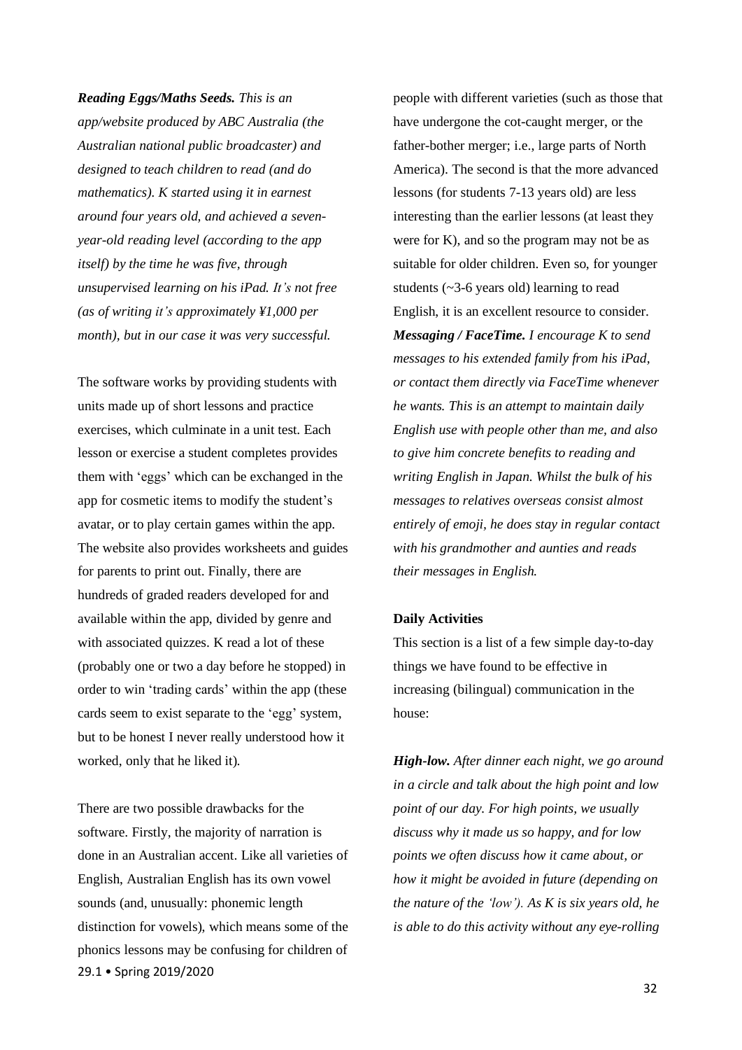***Reading Eggs/Maths Seeds.*** *This is an app/website produced by ABC Australia (the Australian national public broadcaster) and designed to teach children to read (and do mathematics). K started using it in earnest around four years old, and achieved a seven-year-old reading level (according to the app itself) by the time he was five, through unsupervised learning on his iPad. It's not free (as of writing it's approximately ¥1,000 per month), but in our case it was very successful.*

The software works by providing students with units made up of short lessons and practice exercises, which culminate in a unit test. Each lesson or exercise a student completes provides them with 'eggs' which can be exchanged in the app for cosmetic items to modify the student's avatar, or to play certain games within the app. The website also provides worksheets and guides for parents to print out. Finally, there are hundreds of graded readers developed for and available within the app, divided by genre and with associated quizzes. K read a lot of these (probably one or two a day before he stopped) in order to win 'trading cards' within the app (these cards seem to exist separate to the 'egg' system, but to be honest I never really understood how it worked, only that he liked it).

There are two possible drawbacks for the software. Firstly, the majority of narration is done in an Australian accent. Like all varieties of English, Australian English has its own vowel sounds (and, unusually: phonemic length distinction for vowels), which means some of the phonics lessons may be confusing for children of people with different varieties (such as those that have undergone the cot-caught merger, or the father-bother merger; i.e., large parts of North America). The second is that the more advanced lessons (for students 7-13 years old) are less interesting than the earlier lessons (at least they were for K), and so the program may not be as suitable for older children. Even so, for younger students (~3-6 years old) learning to read English, it is an excellent resource to consider.

***Messaging / FaceTime.*** *I encourage K to send messages to his extended family from his iPad, or contact them directly via FaceTime whenever he wants. This is an attempt to maintain daily English use with people other than me, and also to give him concrete benefits to reading and writing English in Japan. Whilst the bulk of his messages to relatives overseas consist almost entirely of emoji, he does stay in regular contact with his grandmother and aunties and reads their messages in English.*

**Daily Activities**

This section is a list of a few simple day-to-day things we have found to be effective in increasing (bilingual) communication in the house:

***High-low.*** *After dinner each night, we go around in a circle and talk about the high point and low point of our day. For high points, we usually discuss why it made us so happy, and for low points we often discuss how it came about, or how it might be avoided in future (depending on the nature of the 'low'). As K is six years old, he is able to do this activity without any eye-rolling*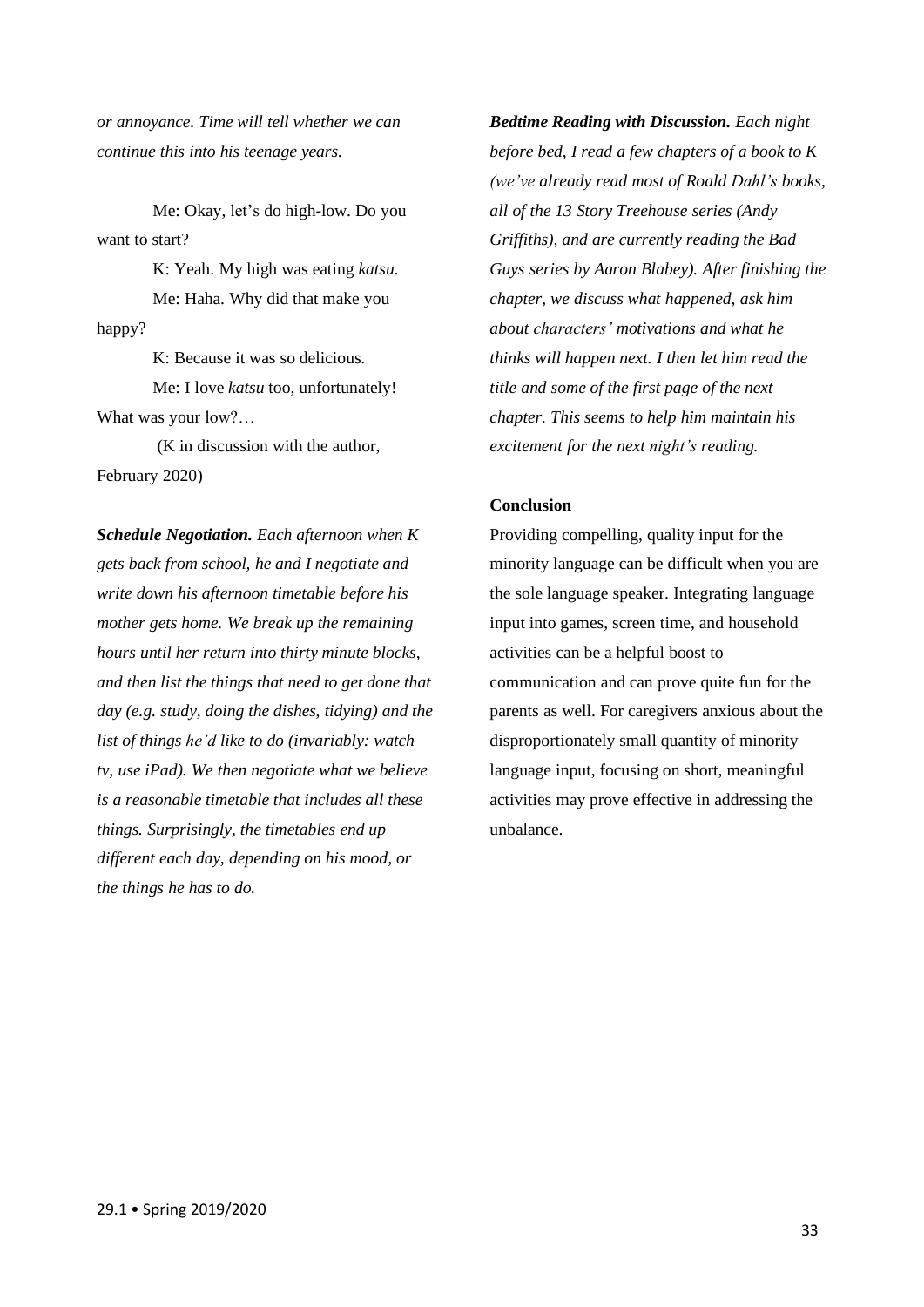*or annoyance. Time will tell whether we can continue this into his teenage years.*

> Me: Okay, let's do high-low. Do you want to start?
>
> K: Yeah. My high was eating *katsu*.
>
> Me: Haha. Why did that make you happy?
>
> K: Because it was so delicious.
>
> Me: I love *katsu* too, unfortunately! What was your low?…
>
> (K in discussion with the author, February 2020)

***Schedule Negotiation.*** *Each afternoon when K gets back from school, he and I negotiate and write down his afternoon timetable before his mother gets home. We break up the remaining hours until her return into thirty minute blocks, and then list the things that need to get done that day (e.g. study, doing the dishes, tidying) and the list of things he'd like to do (invariably: watch tv, use iPad). We then negotiate what we believe is a reasonable timetable that includes all these things. Surprisingly, the timetables end up different each day, depending on his mood, or the things he has to do.*

***Bedtime Reading with Discussion.*** *Each night before bed, I read a few chapters of a book to K (we've already read most of Roald Dahl's books, all of the 13 Story Treehouse series (Andy Griffiths), and are currently reading the Bad Guys series by Aaron Blabey). After finishing the chapter, we discuss what happened, ask him about characters' motivations and what he thinks will happen next. I then let him read the title and some of the first page of the next chapter. This seems to help him maintain his excitement for the next night's reading.*

### Conclusion

Providing compelling, quality input for the minority language can be difficult when you are the sole language speaker. Integrating language input into games, screen time, and household activities can be a helpful boost to communication and can prove quite fun for the parents as well. For caregivers anxious about the disproportionately small quantity of minority language input, focusing on short, meaningful activities may prove effective in addressing the unbalance.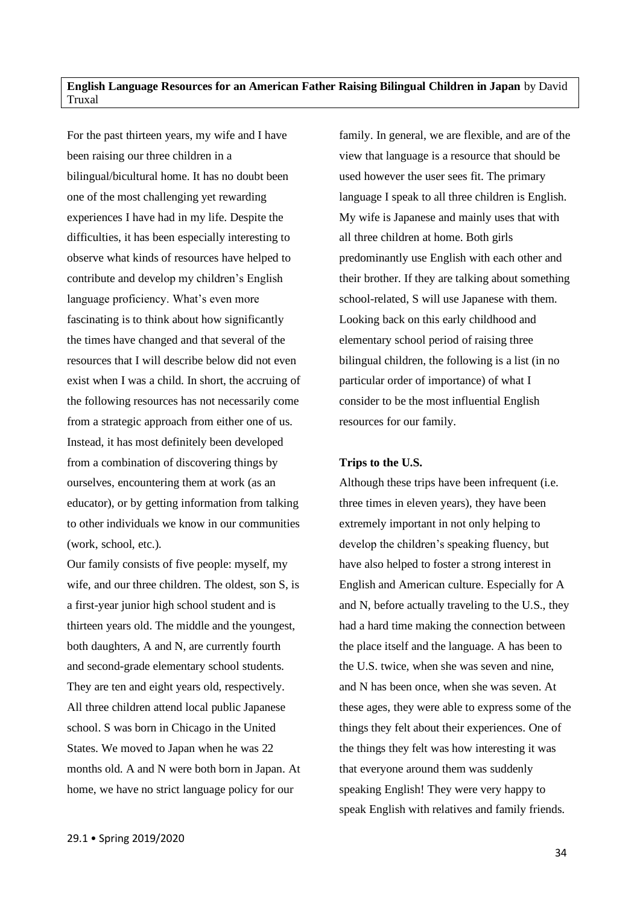**English Language Resources for an American Father Raising Bilingual Children in Japan** by David Truxal

For the past thirteen years, my wife and I have been raising our three children in a bilingual/bicultural home. It has no doubt been one of the most challenging yet rewarding experiences I have had in my life. Despite the difficulties, it has been especially interesting to observe what kinds of resources have helped to contribute and develop my children's English language proficiency. What's even more fascinating is to think about how significantly the times have changed and that several of the resources that I will describe below did not even exist when I was a child. In short, the accruing of the following resources has not necessarily come from a strategic approach from either one of us. Instead, it has most definitely been developed from a combination of discovering things by ourselves, encountering them at work (as an educator), or by getting information from talking to other individuals we know in our communities (work, school, etc.).

Our family consists of five people: myself, my wife, and our three children. The oldest, son S, is a first-year junior high school student and is thirteen years old. The middle and the youngest, both daughters, A and N, are currently fourth and second-grade elementary school students. They are ten and eight years old, respectively. All three children attend local public Japanese school. S was born in Chicago in the United States. We moved to Japan when he was 22 months old. A and N were both born in Japan. At home, we have no strict language policy for our family. In general, we are flexible, and are of the view that language is a resource that should be used however the user sees fit. The primary language I speak to all three children is English. My wife is Japanese and mainly uses that with all three children at home. Both girls predominantly use English with each other and their brother. If they are talking about something school-related, S will use Japanese with them. Looking back on this early childhood and elementary school period of raising three bilingual children, the following is a list (in no particular order of importance) of what I consider to be the most influential English resources for our family.

**Trips to the U.S.**

Although these trips have been infrequent (i.e. three times in eleven years), they have been extremely important in not only helping to develop the children's speaking fluency, but have also helped to foster a strong interest in English and American culture. Especially for A and N, before actually traveling to the U.S., they had a hard time making the connection between the place itself and the language. A has been to the U.S. twice, when she was seven and nine, and N has been once, when she was seven. At these ages, they were able to express some of the things they felt about their experiences. One of the things they felt was how interesting it was that everyone around them was suddenly speaking English! They were very happy to speak English with relatives and family friends.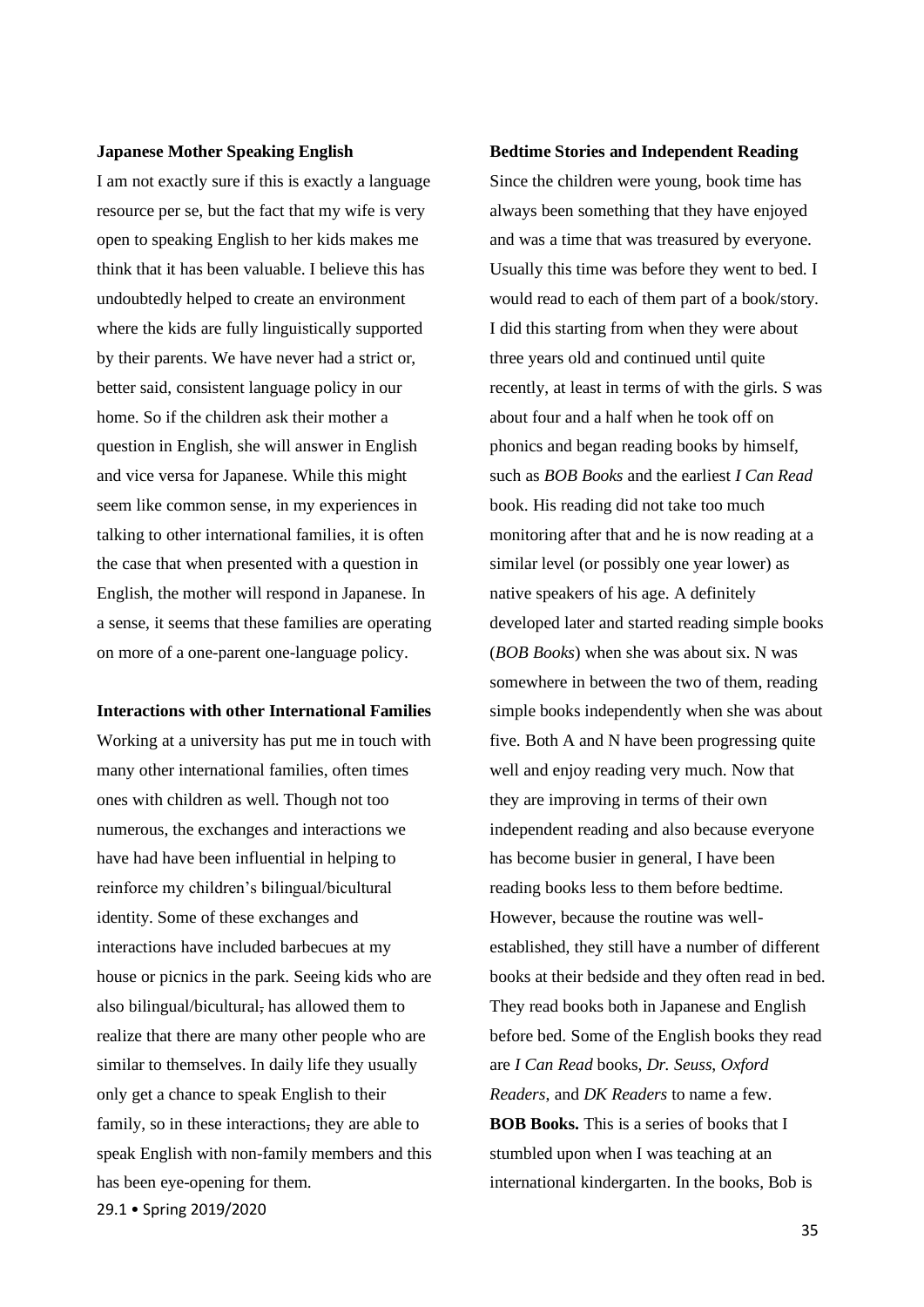**Japanese Mother Speaking English**

I am not exactly sure if this is exactly a language resource per se, but the fact that my wife is very open to speaking English to her kids makes me think that it has been valuable. I believe this has undoubtedly helped to create an environment where the kids are fully linguistically supported by their parents. We have never had a strict or, better said, consistent language policy in our home. So if the children ask their mother a question in English, she will answer in English and vice versa for Japanese. While this might seem like common sense, in my experiences in talking to other international families, it is often the case that when presented with a question in English, the mother will respond in Japanese. In a sense, it seems that these families are operating on more of a one-parent one-language policy.

**Interactions with other International Families**

Working at a university has put me in touch with many other international families, often times ones with children as well. Though not too numerous, the exchanges and interactions we have had have been influential in helping to reinforce my children's bilingual/bicultural identity. Some of these exchanges and interactions have included barbecues at my house or picnics in the park. Seeing kids who are also bilingual/bicultural, has allowed them to realize that there are many other people who are similar to themselves. In daily life they usually only get a chance to speak English to their family, so in these interactions, they are able to speak English with non-family members and this has been eye-opening for them.

**Bedtime Stories and Independent Reading**

Since the children were young, book time has always been something that they have enjoyed and was a time that was treasured by everyone. Usually this time was before they went to bed. I would read to each of them part of a book/story. I did this starting from when they were about three years old and continued until quite recently, at least in terms of with the girls. S was about four and a half when he took off on phonics and began reading books by himself, such as *BOB Books* and the earliest *I Can Read* book. His reading did not take too much monitoring after that and he is now reading at a similar level (or possibly one year lower) as native speakers of his age. A definitely developed later and started reading simple books (*BOB Books*) when she was about six. N was somewhere in between the two of them, reading simple books independently when she was about five. Both A and N have been progressing quite well and enjoy reading very much. Now that they are improving in terms of their own independent reading and also because everyone has become busier in general, I have been reading books less to them before bedtime. However, because the routine was well-established, they still have a number of different books at their bedside and they often read in bed. They read books both in Japanese and English before bed. Some of the English books they read are *I Can Read* books, *Dr. Seuss*, *Oxford Readers*, and *DK Readers* to name a few.

**BOB Books.** This is a series of books that I stumbled upon when I was teaching at an international kindergarten. In the books, Bob is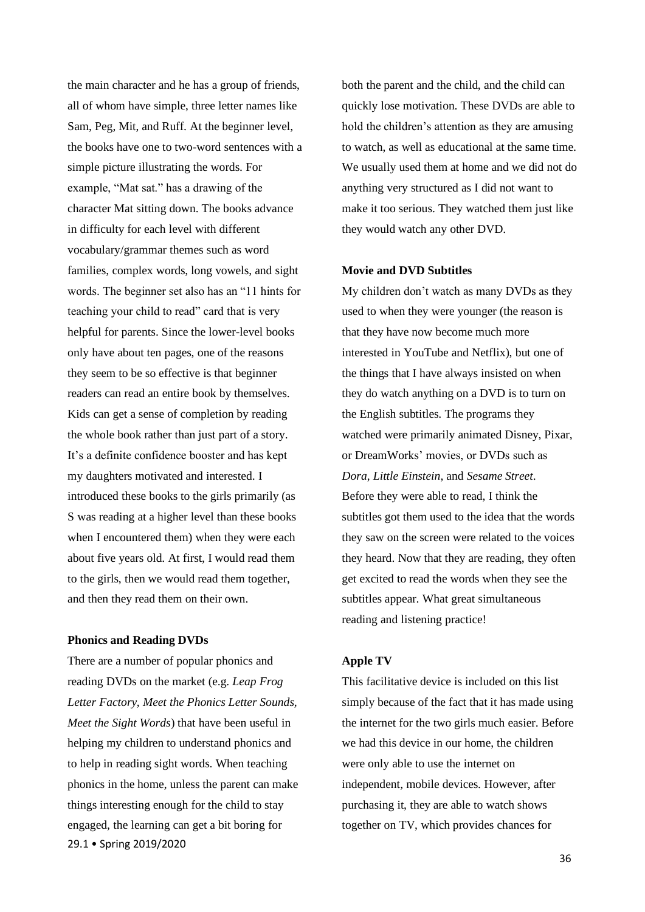the main character and he has a group of friends, all of whom have simple, three letter names like Sam, Peg, Mit, and Ruff. At the beginner level, the books have one to two-word sentences with a simple picture illustrating the words. For example, "Mat sat." has a drawing of the character Mat sitting down. The books advance in difficulty for each level with different vocabulary/grammar themes such as word families, complex words, long vowels, and sight words. The beginner set also has an "11 hints for teaching your child to read" card that is very helpful for parents. Since the lower-level books only have about ten pages, one of the reasons they seem to be so effective is that beginner readers can read an entire book by themselves. Kids can get a sense of completion by reading the whole book rather than just part of a story. It's a definite confidence booster and has kept my daughters motivated and interested. I introduced these books to the girls primarily (as S was reading at a higher level than these books when I encountered them) when they were each about five years old. At first, I would read them to the girls, then we would read them together, and then they read them on their own.

**Phonics and Reading DVDs**

There are a number of popular phonics and reading DVDs on the market (e.g. *Leap Frog Letter Factory, Meet the Phonics Letter Sounds, Meet the Sight Words*) that have been useful in helping my children to understand phonics and to help in reading sight words. When teaching phonics in the home, unless the parent can make things interesting enough for the child to stay engaged, the learning can get a bit boring for both the parent and the child, and the child can quickly lose motivation. These DVDs are able to hold the children's attention as they are amusing to watch, as well as educational at the same time. We usually used them at home and we did not do anything very structured as I did not want to make it too serious. They watched them just like they would watch any other DVD.

**Movie and DVD Subtitles**

My children don't watch as many DVDs as they used to when they were younger (the reason is that they have now become much more interested in YouTube and Netflix), but one of the things that I have always insisted on when they do watch anything on a DVD is to turn on the English subtitles. The programs they watched were primarily animated Disney, Pixar, or DreamWorks' movies, or DVDs such as *Dora*, *Little Einstein*, and *Sesame Street*. Before they were able to read, I think the subtitles got them used to the idea that the words they saw on the screen were related to the voices they heard. Now that they are reading, they often get excited to read the words when they see the subtitles appear. What great simultaneous reading and listening practice!

**Apple TV**

This facilitative device is included on this list simply because of the fact that it has made using the internet for the two girls much easier. Before we had this device in our home, the children were only able to use the internet on independent, mobile devices. However, after purchasing it, they are able to watch shows together on TV, which provides chances for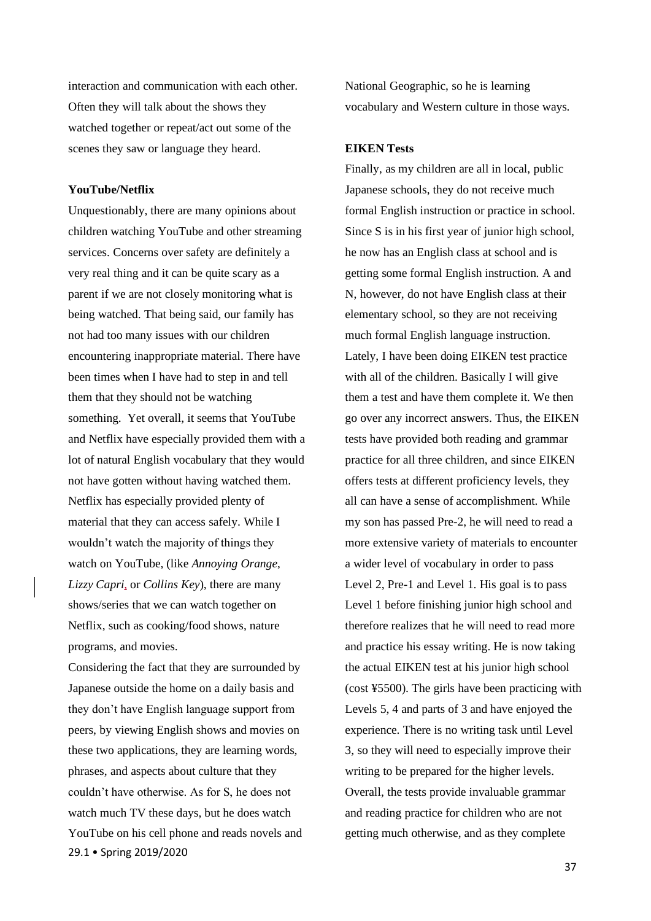interaction and communication with each other. Often they will talk about the shows they watched together or repeat/act out some of the scenes they saw or language they heard.

**YouTube/Netflix**

Unquestionably, there are many opinions about children watching YouTube and other streaming services. Concerns over safety are definitely a very real thing and it can be quite scary as a parent if we are not closely monitoring what is being watched. That being said, our family has not had too many issues with our children encountering inappropriate material. There have been times when I have had to step in and tell them that they should not be watching something. Yet overall, it seems that YouTube and Netflix have especially provided them with a lot of natural English vocabulary that they would not have gotten without having watched them. Netflix has especially provided plenty of material that they can access safely. While I wouldn't watch the majority of things they watch on YouTube, (like *Annoying Orange*, *Lizzy Capri*, or *Collins Key*), there are many shows/series that we can watch together on Netflix, such as cooking/food shows, nature programs, and movies.

Considering the fact that they are surrounded by Japanese outside the home on a daily basis and they don't have English language support from peers, by viewing English shows and movies on these two applications, they are learning words, phrases, and aspects about culture that they couldn't have otherwise. As for S, he does not watch much TV these days, but he does watch YouTube on his cell phone and reads novels and National Geographic, so he is learning vocabulary and Western culture in those ways.

**EIKEN Tests**

Finally, as my children are all in local, public Japanese schools, they do not receive much formal English instruction or practice in school. Since S is in his first year of junior high school, he now has an English class at school and is getting some formal English instruction. A and N, however, do not have English class at their elementary school, so they are not receiving much formal English language instruction. Lately, I have been doing EIKEN test practice with all of the children. Basically I will give them a test and have them complete it. We then go over any incorrect answers. Thus, the EIKEN tests have provided both reading and grammar practice for all three children, and since EIKEN offers tests at different proficiency levels, they all can have a sense of accomplishment. While my son has passed Pre-2, he will need to read a more extensive variety of materials to encounter a wider level of vocabulary in order to pass Level 2, Pre-1 and Level 1. His goal is to pass Level 1 before finishing junior high school and therefore realizes that he will need to read more and practice his essay writing. He is now taking the actual EIKEN test at his junior high school (cost ¥5500). The girls have been practicing with Levels 5, 4 and parts of 3 and have enjoyed the experience. There is no writing task until Level 3, so they will need to especially improve their writing to be prepared for the higher levels. Overall, the tests provide invaluable grammar and reading practice for children who are not getting much otherwise, and as they complete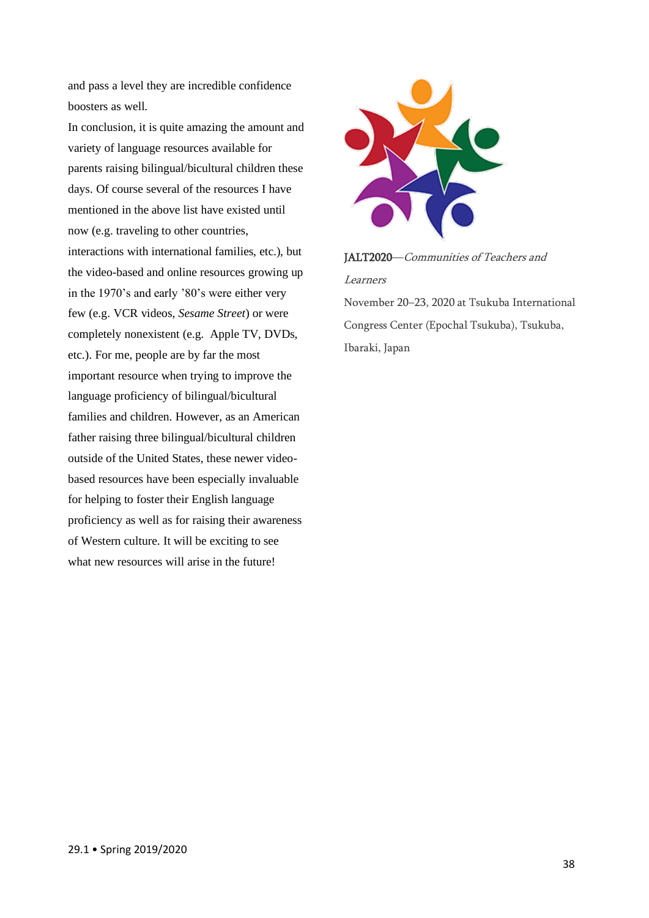and pass a level they are incredible confidence boosters as well.

In conclusion, it is quite amazing the amount and variety of language resources available for parents raising bilingual/bicultural children these days. Of course several of the resources I have mentioned in the above list have existed until now (e.g. traveling to other countries, interactions with international families, etc.), but the video-based and online resources growing up in the 1970's and early '80's were either very few (e.g. VCR videos, *Sesame Street*) or were completely nonexistent (e.g. Apple TV, DVDs, etc.). For me, people are by far the most important resource when trying to improve the language proficiency of bilingual/bicultural families and children. However, as an American father raising three bilingual/bicultural children outside of the United States, these newer video-based resources have been especially invaluable for helping to foster their English language proficiency as well as for raising their awareness of Western culture. It will be exciting to see what new resources will arise in the future!

JALT2020—*Communities of Teachers and Learners*

November 20–23, 2020 at Tsukuba International Congress Center (Epochal Tsukuba), Tsukuba, Ibaraki, Japan